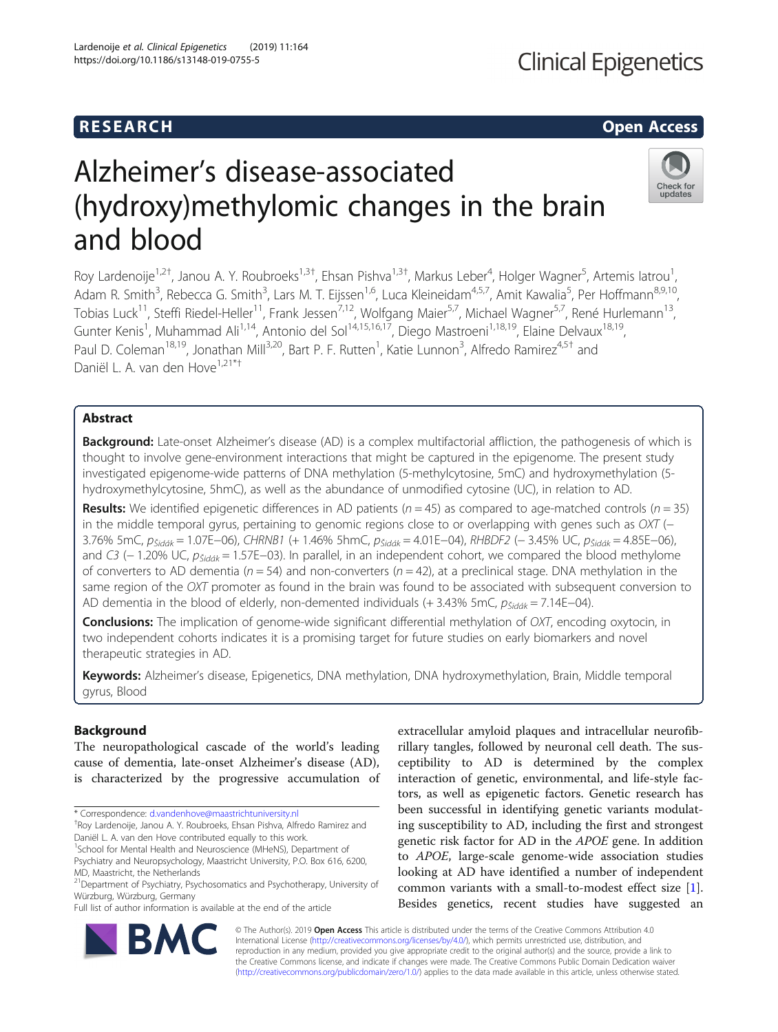RESEARCH Open Access

# Alzheimer's disease-associated (hydroxy)methylomic changes in the brain and blood

Roy Lardenoije[1,2†], Janou A. Y. Roubroeks[1,3†], Ehsan Pishva[1,3†], Markus Leber[4], Holger Wagner[5], Artemis Iatrou[1], Adam R. Smith[3], Rebecca G. Smith[3], Lars M. T. Eijssen[1,6], Luca Kleineidam[4,5,7], Amit Kawalia[5], Per Hoffmann[8,9,10], Tobias Luck[11], Steffi Riedel-Heller[11], Frank Jessen[7,12], Wolfgang Maier[5,7], Michael Wagner[5,7], René Hurlemann[13], Gunter Kenis[1], Muhammad Ali[1,14], Antonio del Sol[14,15,16,17], Diego Mastroeni[1,18,19], Elaine Delvaux[18,19], Paul D. Coleman[18,19], Jonathan Mill[3,20], Bart P. F. Rutten[1], Katie Lunnon[3], Alfredo Ramirez[4,5†] and Daniël L. A. van den Hove[1,21*†]

## Abstract

**Background:** Late-onset Alzheimer's disease (AD) is a complex multifactorial affliction, the pathogenesis of which is thought to involve gene-environment interactions that might be captured in the epigenome. The present study investigated epigenome-wide patterns of DNA methylation (5-methylcytosine, 5mC) and hydroxymethylation (5-hydroxymethylcytosine, 5hmC), as well as the abundance of unmodified cytosine (UC), in relation to AD.

**Results:** We identified epigenetic differences in AD patients ($n = 45$) as compared to age-matched controls ($n = 35$) in the middle temporal gyrus, pertaining to genomic regions close to or overlapping with genes such as *OXT* (− 3.76% 5mC, $p_{Šidák} = 1.07\text{E}{-}06$), *CHRNB1* (+ 1.46% 5hmC, $p_{Šidák} = 4.01\text{E}{-}04$), *RHBDF2* (− 3.45% UC, $p_{Šidák} = 4.85\text{E}{-}06$), and *C3* (− 1.20% UC, $p_{Šidák} = 1.57\text{E}{-}03$). In parallel, in an independent cohort, we compared the blood methylome of converters to AD dementia ($n = 54$) and non-converters ($n = 42$), at a preclinical stage. DNA methylation in the same region of the *OXT* promoter as found in the brain was found to be associated with subsequent conversion to AD dementia in the blood of elderly, non-demented individuals (+ 3.43% 5mC, $p_{Šidák} = 7.14\text{E}{-}04$).

**Conclusions:** The implication of genome-wide significant differential methylation of *OXT*, encoding oxytocin, in two independent cohorts indicates it is a promising target for future studies on early biomarkers and novel therapeutic strategies in AD.

**Keywords:** Alzheimer's disease, Epigenetics, DNA methylation, DNA hydroxymethylation, Brain, Middle temporal gyrus, Blood

## Background

The neuropathological cascade of the world's leading cause of dementia, late-onset Alzheimer's disease (AD), is characterized by the progressive accumulation of extracellular amyloid plaques and intracellular neurofibrillary tangles, followed by neuronal cell death. The susceptibility to AD is determined by the complex interaction of genetic, environmental, and life-style factors, as well as epigenetic factors. Genetic research has been successful in identifying genetic variants modulating susceptibility to AD, including the first and strongest genetic risk factor for AD in the *APOE* gene. In addition to *APOE*, large-scale genome-wide association studies looking at AD have identified a number of independent common variants with a small-to-modest effect size [1]. Besides genetics, recent studies have suggested an

\* Correspondence: d.vandenhove@maastrichtuniversity.nl
†Roy Lardenoije, Janou A. Y. Roubroeks, Ehsan Pishva, Alfredo Ramirez and Daniël L. A. van den Hove contributed equally to this work.
[1]School for Mental Health and Neuroscience (MHeNS), Department of Psychiatry and Neuropsychology, Maastricht University, P.O. Box 616, 6200, MD, Maastricht, the Netherlands
[21]Department of Psychiatry, Psychosomatics and Psychotherapy, University of Würzburg, Würzburg, Germany
Full list of author information is available at the end of the article

© The Author(s). 2019 **Open Access** This article is distributed under the terms of the Creative Commons Attribution 4.0 International License (http://creativecommons.org/licenses/by/4.0/), which permits unrestricted use, distribution, and reproduction in any medium, provided you give appropriate credit to the original author(s) and the source, provide a link to the Creative Commons license, and indicate if changes were made. The Creative Commons Public Domain Dedication waiver (http://creativecommons.org/publicdomain/zero/1.0/) applies to the data made available in this article, unless otherwise stated.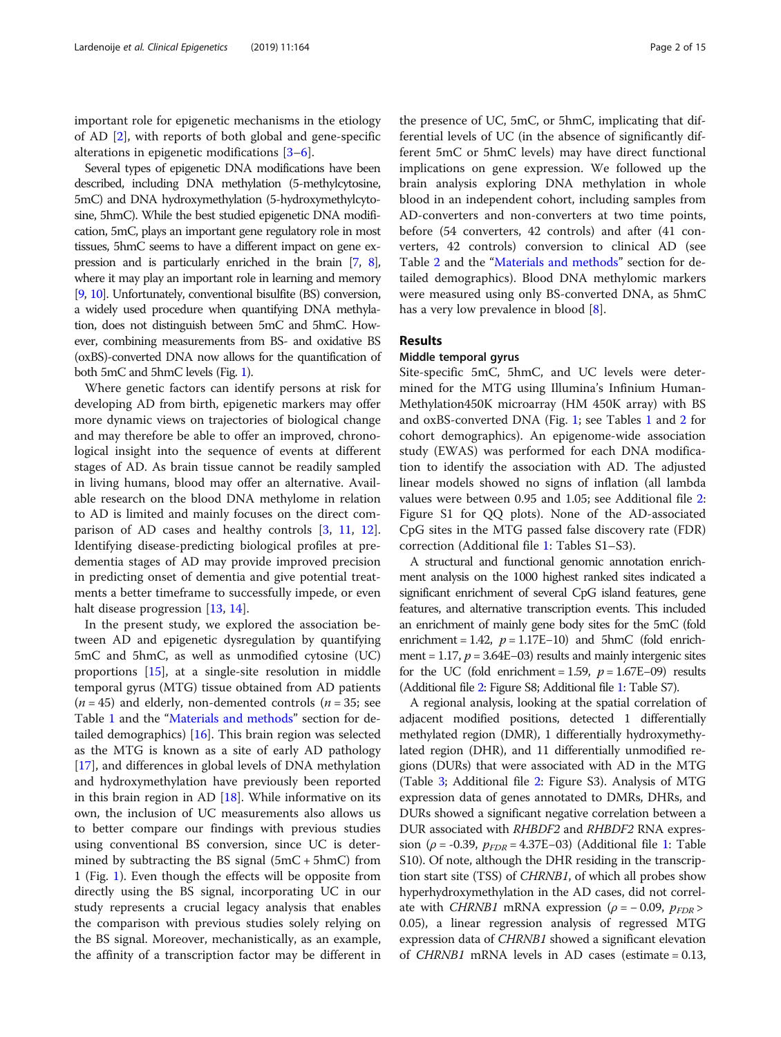important role for epigenetic mechanisms in the etiology of AD [2], with reports of both global and gene-specific alterations in epigenetic modifications [3–6].

Several types of epigenetic DNA modifications have been described, including DNA methylation (5-methylcytosine, 5mC) and DNA hydroxymethylation (5-hydroxymethylcytosine, 5hmC). While the best studied epigenetic DNA modification, 5mC, plays an important gene regulatory role in most tissues, 5hmC seems to have a different impact on gene expression and is particularly enriched in the brain [7, 8], where it may play an important role in learning and memory [9, 10]. Unfortunately, conventional bisulfite (BS) conversion, a widely used procedure when quantifying DNA methylation, does not distinguish between 5mC and 5hmC. However, combining measurements from BS- and oxidative BS (oxBS)-converted DNA now allows for the quantification of both 5mC and 5hmC levels (Fig. 1).

Where genetic factors can identify persons at risk for developing AD from birth, epigenetic markers may offer more dynamic views on trajectories of biological change and may therefore be able to offer an improved, chronological insight into the sequence of events at different stages of AD. As brain tissue cannot be readily sampled in living humans, blood may offer an alternative. Available research on the blood DNA methylome in relation to AD is limited and mainly focuses on the direct comparison of AD cases and healthy controls [3, 11, 12]. Identifying disease-predicting biological profiles at pre-dementia stages of AD may provide improved precision in predicting onset of dementia and give potential treatments a better timeframe to successfully impede, or even halt disease progression [13, 14].

In the present study, we explored the association between AD and epigenetic dysregulation by quantifying 5mC and 5hmC, as well as unmodified cytosine (UC) proportions [15], at a single-site resolution in middle temporal gyrus (MTG) tissue obtained from AD patients ($n = 45$) and elderly, non-demented controls ($n = 35$; see Table 1 and the "Materials and methods" section for detailed demographics) [16]. This brain region was selected as the MTG is known as a site of early AD pathology [17], and differences in global levels of DNA methylation and hydroxymethylation have previously been reported in this brain region in AD [18]. While informative on its own, the inclusion of UC measurements also allows us to better compare our findings with previous studies using conventional BS conversion, since UC is determined by subtracting the BS signal (5mC + 5hmC) from 1 (Fig. 1). Even though the effects will be opposite from directly using the BS signal, incorporating UC in our study represents a crucial legacy analysis that enables the comparison with previous studies solely relying on the BS signal. Moreover, mechanistically, as an example, the affinity of a transcription factor may be different in the presence of UC, 5mC, or 5hmC, implicating that differential levels of UC (in the absence of significantly different 5mC or 5hmC levels) may have direct functional implications on gene expression. We followed up the brain analysis exploring DNA methylation in whole blood in an independent cohort, including samples from AD-converters and non-converters at two time points, before (54 converters, 42 controls) and after (41 converters, 42 controls) conversion to clinical AD (see Table 2 and the "Materials and methods" section for detailed demographics). Blood DNA methylomic markers were measured using only BS-converted DNA, as 5hmC has a very low prevalence in blood [8].

## Results

### Middle temporal gyrus

Site-specific 5mC, 5hmC, and UC levels were determined for the MTG using Illumina's Infinium HumanMethylation450K microarray (HM 450K array) with BS and oxBS-converted DNA (Fig. 1; see Tables 1 and 2 for cohort demographics). An epigenome-wide association study (EWAS) was performed for each DNA modification to identify the association with AD. The adjusted linear models showed no signs of inflation (all lambda values were between 0.95 and 1.05; see Additional file 2: Figure S1 for QQ plots). None of the AD-associated CpG sites in the MTG passed false discovery rate (FDR) correction (Additional file 1: Tables S1–S3).

A structural and functional genomic annotation enrichment analysis on the 1000 highest ranked sites indicated a significant enrichment of several CpG island features, gene features, and alternative transcription events. This included an enrichment of mainly gene body sites for the 5mC (fold enrichment = 1.42, $p = 1.17\text{E}{-10}$) and 5hmC (fold enrichment = 1.17, $p = 3.64\text{E}{-03}$) results and mainly intergenic sites for the UC (fold enrichment = 1.59, $p = 1.67\text{E}{-09}$) results (Additional file 2: Figure S8; Additional file 1: Table S7).

A regional analysis, looking at the spatial correlation of adjacent modified positions, detected 1 differentially methylated region (DMR), 1 differentially hydroxymethylated region (DHR), and 11 differentially unmodified regions (DURs) that were associated with AD in the MTG (Table 3; Additional file 2: Figure S3). Analysis of MTG expression data of genes annotated to DMRs, DHRs, and DURs showed a significant negative correlation between a DUR associated with *RHBDF2* and *RHBDF2* RNA expression ($\rho = -0.39$, $p_{FDR} = 4.37\text{E}{-03}$) (Additional file 1: Table S10). Of note, although the DHR residing in the transcription start site (TSS) of *CHRNB1*, of which all probes show hyperhydroxymethylation in the AD cases, did not correlate with *CHRNB1* mRNA expression ($\rho = -0.09$, $p_{FDR} > 0.05$), a linear regression analysis of regressed MTG expression data of *CHRNB1* showed a significant elevation of *CHRNB1* mRNA levels in AD cases (estimate = 0.13,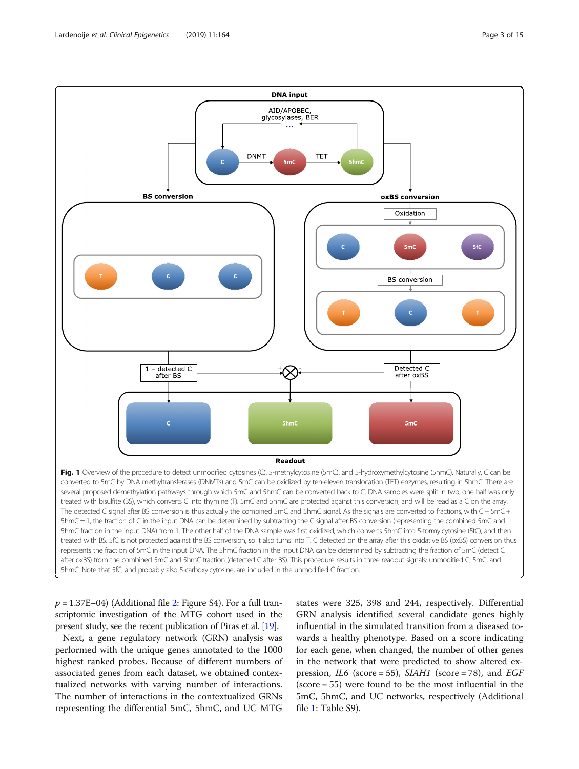**Fig. 1** Overview of the procedure to detect unmodified cytosines (C), 5-methylcytosine (5mC), and 5-hydroxymethylcytosine (5hmC). Naturally, C can be converted to 5mC by DNA methyltransferases (DNMTs) and 5mC can be oxidized by ten-eleven translocation (TET) enzymes, resulting in 5hmC. There are several proposed demethylation pathways through which 5mC and 5hmC can be converted back to C. DNA samples were split in two, one half was only treated with bisulfite (BS), which converts C into thymine (T). 5mC and 5hmC are protected against this conversion, and will be read as a C on the array. The detected C signal after BS conversion is thus actually the combined 5mC and 5hmC signal. As the signals are converted to fractions, with C + 5mC + 5hmC = 1, the fraction of C in the input DNA can be determined by subtracting the C signal after BS conversion (representing the combined 5mC and 5hmC fraction in the input DNA) from 1. The other half of the DNA sample was first oxidized, which converts 5hmC into 5-formylcytosine (5fC), and then treated with BS. 5fC is not protected against the BS conversion, so it also turns into T. C detected on the array after this oxidative BS (oxBS) conversion thus represents the fraction of 5mC in the input DNA. The 5hmC fraction in the input DNA can be determined by subtracting the fraction of 5mC (detect C after oxBS) from the combined 5mC and 5hmC fraction (detected C after BS). This procedure results in three readout signals: unmodified C, 5mC, and 5hmC. Note that 5fC, and probably also 5-carboxylcytosine, are included in the unmodified C fraction.

$p$ = 1.37E−04) (Additional file 2: Figure S4). For a full transcriptomic investigation of the MTG cohort used in the present study, see the recent publication of Piras et al. [19].

Next, a gene regulatory network (GRN) analysis was performed with the unique genes annotated to the 1000 highest ranked probes. Because of different numbers of associated genes from each dataset, we obtained contextualized networks with varying number of interactions. The number of interactions in the contextualized GRNs representing the differential 5mC, 5hmC, and UC MTG states were 325, 398 and 244, respectively. Differential GRN analysis identified several candidate genes highly influential in the simulated transition from a diseased towards a healthy phenotype. Based on a score indicating for each gene, when changed, the number of other genes in the network that were predicted to show altered expression, *IL6* (score = 55), *SIAH1* (score = 78), and *EGF* (score = 55) were found to be the most influential in the 5mC, 5hmC, and UC networks, respectively (Additional file 1: Table S9).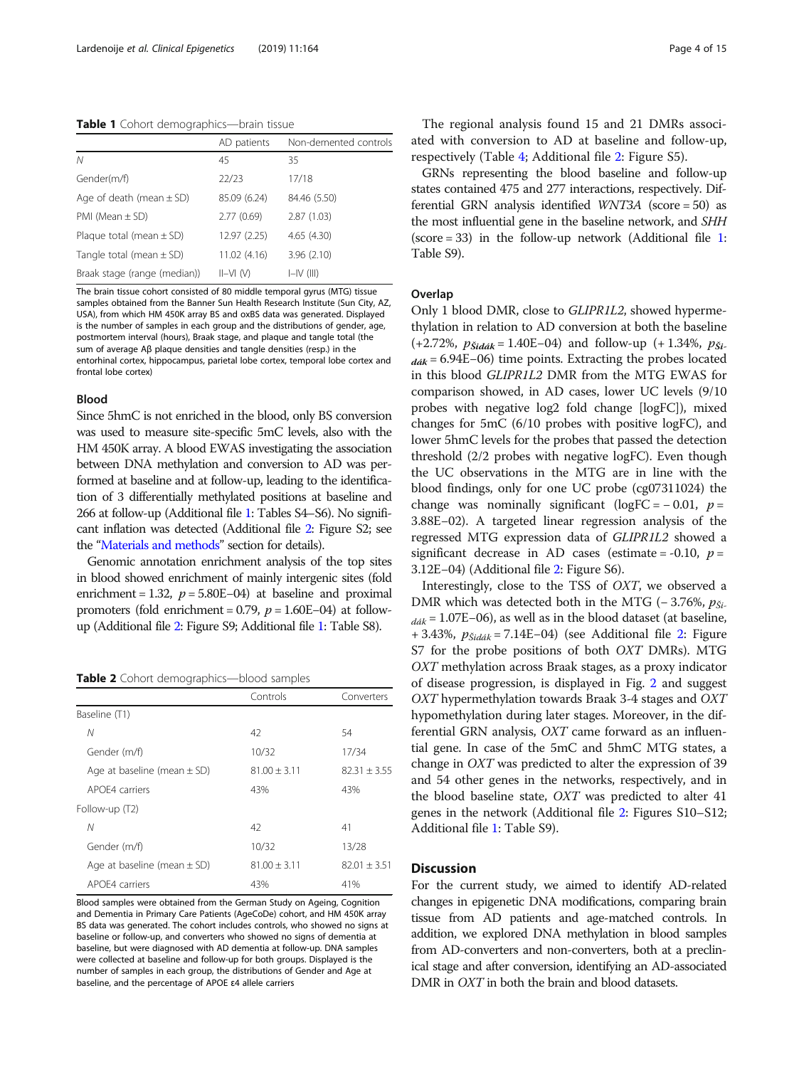**Table 1** Cohort demographics—brain tissue

| | AD patients | Non-demented controls |
|---|---|---|
| *N* | 45 | 35 |
| Gender(m/f) | 22/23 | 17/18 |
| Age of death (mean ± SD) | 85.09 (6.24) | 84.46 (5.50) |
| PMI (Mean ± SD) | 2.77 (0.69) | 2.87 (1.03) |
| Plaque total (mean ± SD) | 12.97 (2.25) | 4.65 (4.30) |
| Tangle total (mean ± SD) | 11.02 (4.16) | 3.96 (2.10) |
| Braak stage (range (median)) | II–VI (V) | I–IV (III) |

The brain tissue cohort consisted of 80 middle temporal gyrus (MTG) tissue samples obtained from the Banner Sun Health Research Institute (Sun City, AZ, USA), from which HM 450K array BS and oxBS data was generated. Displayed is the number of samples in each group and the distributions of gender, age, postmortem interval (hours), Braak stage, and plaque and tangle total (the sum of average Aβ plaque densities and tangle densities (resp.) in the entorhinal cortex, hippocampus, parietal lobe cortex, temporal lobe cortex and frontal lobe cortex)

### Blood

Since 5hmC is not enriched in the blood, only BS conversion was used to measure site-specific 5mC levels, also with the HM 450K array. A blood EWAS investigating the association between DNA methylation and conversion to AD was performed at baseline and at follow-up, leading to the identification of 3 differentially methylated positions at baseline and 266 at follow-up (Additional file 1: Tables S4–S6). No significant inflation was detected (Additional file 2: Figure S2; see the "Materials and methods" section for details).

Genomic annotation enrichment analysis of the top sites in blood showed enrichment of mainly intergenic sites (fold enrichment = 1.32, $p = 5.80\text{E}{-}04$) at baseline and proximal promoters (fold enrichment = 0.79, $p = 1.60\text{E}{-}04$) at follow-up (Additional file 2: Figure S9; Additional file 1: Table S8).

**Table 2** Cohort demographics—blood samples

| | Controls | Converters |
|---|---|---|
| Baseline (T1) | | |
| *N* | 42 | 54 |
| Gender (m/f) | 10/32 | 17/34 |
| Age at baseline (mean ± SD) | 81.00 ± 3.11 | 82.31 ± 3.55 |
| APOE4 carriers | 43% | 43% |
| Follow-up (T2) | | |
| *N* | 42 | 41 |
| Gender (m/f) | 10/32 | 13/28 |
| Age at baseline (mean ± SD) | 81.00 ± 3.11 | 82.01 ± 3.51 |
| APOE4 carriers | 43% | 41% |

Blood samples were obtained from the German Study on Ageing, Cognition and Dementia in Primary Care Patients (AgeCoDe) cohort, and HM 450K array BS data was generated. The cohort includes controls, who showed no signs at baseline or follow-up, and converters who showed no signs of dementia at baseline, but were diagnosed with AD dementia at follow-up. DNA samples were collected at baseline and follow-up for both groups. Displayed is the number of samples in each group, the distributions of Gender and Age at baseline, and the percentage of APOE ε4 allele carriers

The regional analysis found 15 and 21 DMRs associated with conversion to AD at baseline and follow-up, respectively (Table 4; Additional file 2: Figure S5).

GRNs representing the blood baseline and follow-up states contained 475 and 277 interactions, respectively. Differential GRN analysis identified *WNT3A* (score = 50) as the most influential gene in the baseline network, and *SHH* (score = 33) in the follow-up network (Additional file 1: Table S9).

### Overlap

Only 1 blood DMR, close to *GLIPR1L2*, showed hypermethylation in relation to AD conversion at both the baseline (+2.72%, $p_{Šidák} = 1.40\text{E}{-}04$) and follow-up (+ 1.34%, $p_{Šidák} = 6.94\text{E}{-}06$) time points. Extracting the probes located in this blood *GLIPR1L2* DMR from the MTG EWAS for comparison showed, in AD cases, lower UC levels (9/10 probes with negative log2 fold change [logFC]), mixed changes for 5mC (6/10 probes with positive logFC), and lower 5hmC levels for the probes that passed the detection threshold (2/2 probes with negative logFC). Even though the UC observations in the MTG are in line with the blood findings, only for one UC probe (cg07311024) the change was nominally significant (logFC = – 0.01, $p = 3.88\text{E}{-}02$). A targeted linear regression analysis of the regressed MTG expression data of *GLIPR1L2* showed a significant decrease in AD cases (estimate = -0.10, $p = 3.12\text{E}{-}04$) (Additional file 2: Figure S6).

Interestingly, close to the TSS of *OXT*, we observed a DMR which was detected both in the MTG (– 3.76%, $p_{Šidák} = 1.07\text{E}{-}06$), as well as in the blood dataset (at baseline, + 3.43%, $p_{Šidák} = 7.14\text{E}{-}04$) (see Additional file 2: Figure S7 for the probe positions of both *OXT* DMRs). MTG *OXT* methylation across Braak stages, as a proxy indicator of disease progression, is displayed in Fig. 2 and suggest *OXT* hypermethylation towards Braak 3-4 stages and *OXT* hypomethylation during later stages. Moreover, in the differential GRN analysis, *OXT* came forward as an influential gene. In case of the 5mC and 5hmC MTG states, a change in *OXT* was predicted to alter the expression of 39 and 54 other genes in the networks, respectively, and in the blood baseline state, *OXT* was predicted to alter 41 genes in the network (Additional file 2: Figures S10–S12; Additional file 1: Table S9).

## Discussion

For the current study, we aimed to identify AD-related changes in epigenetic DNA modifications, comparing brain tissue from AD patients and age-matched controls. In addition, we explored DNA methylation in blood samples from AD-converters and non-converters, both at a preclinical stage and after conversion, identifying an AD-associated DMR in *OXT* in both the brain and blood datasets.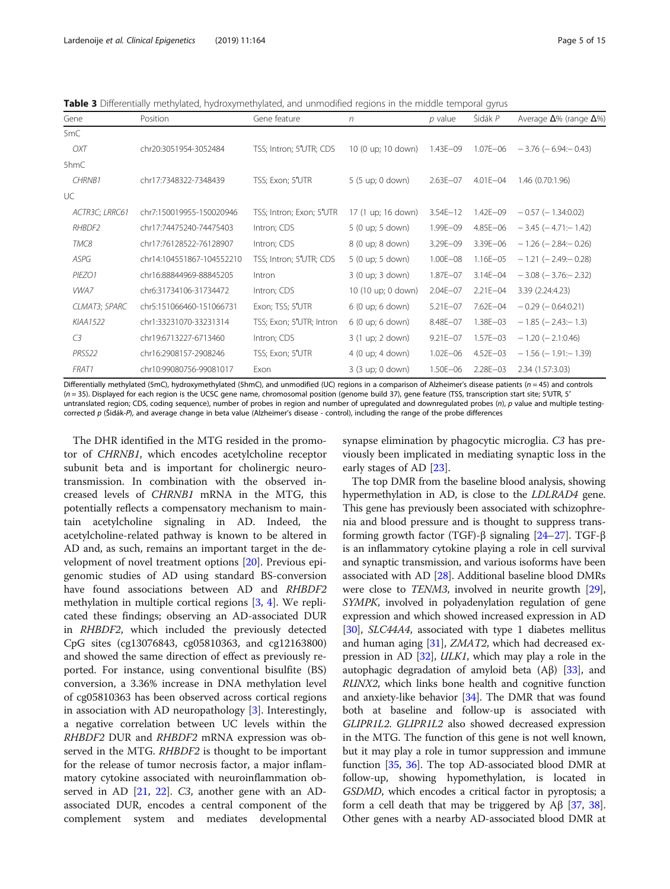**Table 3** Differentially methylated, hydroxymethylated, and unmodified regions in the middle temporal gyrus

| Gene | Position | Gene feature | n | p value | Šidák P | Average Δ% (range Δ%) |
|---|---|---|---|---|---|---|
| 5mC | | | | | | |
| *OXT* | chr20:3051954-3052484 | TSS; Intron; 5′UTR; CDS | 10 (0 up; 10 down) | 1.43E−09 | 1.07E−06 | − 3.76 (− 6.94:− 0.43) |
| 5hmC | | | | | | |
| *CHRNB1* | chr17:7348322-7348439 | TSS; Exon; 5′UTR | 5 (5 up; 0 down) | 2.63E−07 | 4.01E−04 | 1.46 (0.70:1.96) |
| UC | | | | | | |
| *ACTR3C; LRRC61* | chr7:150019955-150020946 | TSS; Intron; Exon; 5′UTR | 17 (1 up; 16 down) | 3.54E−12 | 1.42E−09 | − 0.57 (− 1.34:0.02) |
| *RHBDF2* | chr17:74475240-74475403 | Intron; CDS | 5 (0 up; 5 down) | 1.99E−09 | 4.85E−06 | − 3.45 (− 4.71:− 1.42) |
| *TMC8* | chr17:76128522-76128907 | Intron; CDS | 8 (0 up; 8 down) | 3.29E−09 | 3.39E−06 | − 1.26 (− 2.84:− 0.26) |
| *ASPG* | chr14:104551867-104552210 | TSS; Intron; 5′UTR; CDS | 5 (0 up; 5 down) | 1.00E−08 | 1.16E−05 | − 1.21 (− 2.49:− 0.28) |
| *PIEZO1* | chr16:88844969-88845205 | Intron | 3 (0 up; 3 down) | 1.87E−07 | 3.14E−04 | − 3.08 (− 3.76:− 2.32) |
| *VWA7* | chr6:31734106-31734472 | Intron; CDS | 10 (10 up; 0 down) | 2.04E−07 | 2.21E−04 | 3.39 (2.24:4.23) |
| *CLMAT3; SPARC* | chr5:151066460-151066731 | Exon; TSS; 5′UTR | 6 (0 up; 6 down) | 5.21E−07 | 7.62E−04 | − 0.29 (− 0.64:0.21) |
| *KIAA1522* | chr1:33231070-33231314 | TSS; Exon; 5′UTR; Intron | 6 (0 up; 6 down) | 8.48E−07 | 1.38E−03 | − 1.85 (− 2.43:− 1.3) |
| *C3* | chr19:6713227-6713460 | Intron; CDS | 3 (1 up; 2 down) | 9.21E−07 | 1.57E−03 | − 1.20 (− 2.1:0.46) |
| *PRSS22* | chr16:2908157-2908246 | TSS; Exon; 5′UTR | 4 (0 up; 4 down) | 1.02E−06 | 4.52E−03 | − 1.56 (− 1.91:− 1.39) |
| *FRAT1* | chr10:99080756-99081017 | Exon | 3 (3 up; 0 down) | 1.50E−06 | 2.28E−03 | 2.34 (1.57:3.03) |

Differentially methylated (5mC), hydroxymethylated (5hmC), and unmodified (UC) regions in a comparison of Alzheimer's disease patients ($n = 45$) and controls ($n = 35$). Displayed for each region is the UCSC gene name, chromosomal position (genome build 37), gene feature (TSS, transcription start site; 5′UTR, 5′ untranslated region; CDS, coding sequence), number of probes in region and number of upregulated and downregulated probes (*n*), *p* value and multiple testing-corrected *p* (Šidák-*P*), and average change in beta value (Alzheimer's disease - control), including the range of the probe differences

The DHR identified in the MTG resided in the promotor of *CHRNB1*, which encodes acetylcholine receptor subunit beta and is important for cholinergic neurotransmission. In combination with the observed increased levels of *CHRNB1* mRNA in the MTG, this potentially reflects a compensatory mechanism to maintain acetylcholine signaling in AD. Indeed, the acetylcholine-related pathway is known to be altered in AD and, as such, remains an important target in the development of novel treatment options [20]. Previous epigenomic studies of AD using standard BS-conversion have found associations between AD and *RHBDF2* methylation in multiple cortical regions [3, 4]. We replicated these findings; observing an AD-associated DUR in *RHBDF2*, which included the previously detected CpG sites (cg13076843, cg05810363, and cg12163800) and showed the same direction of effect as previously reported. For instance, using conventional bisulfite (BS) conversion, a 3.36% increase in DNA methylation level of cg05810363 has been observed across cortical regions in association with AD neuropathology [3]. Interestingly, a negative correlation between UC levels within the *RHBDF2* DUR and *RHBDF2* mRNA expression was observed in the MTG. *RHBDF2* is thought to be important for the release of tumor necrosis factor, a major inflammatory cytokine associated with neuroinflammation observed in AD [21, 22]. *C3*, another gene with an AD-associated DUR, encodes a central component of the complement system and mediates developmental synapse elimination by phagocytic microglia. *C3* has previously been implicated in mediating synaptic loss in the early stages of AD [23].

The top DMR from the baseline blood analysis, showing hypermethylation in AD, is close to the *LDLRAD4* gene. This gene has previously been associated with schizophrenia and blood pressure and is thought to suppress transforming growth factor (TGF)-β signaling [24–27]. TGF-β is an inflammatory cytokine playing a role in cell survival and synaptic transmission, and various isoforms have been associated with AD [28]. Additional baseline blood DMRs were close to *TENM3*, involved in neurite growth [29], *SYMPK*, involved in polyadenylation regulation of gene expression and which showed increased expression in AD [30], *SLC44A4*, associated with type 1 diabetes mellitus and human aging [31], *ZMAT2*, which had decreased expression in AD [32], *ULK1*, which may play a role in the autophagic degradation of amyloid beta (Aβ) [33], and *RUNX2*, which links bone health and cognitive function and anxiety-like behavior [34]. The DMR that was found both at baseline and follow-up is associated with *GLIPR1L2*. *GLIPR1L2* also showed decreased expression in the MTG. The function of this gene is not well known, but it may play a role in tumor suppression and immune function [35, 36]. The top AD-associated blood DMR at follow-up, showing hypomethylation, is located in *GSDMD*, which encodes a critical factor in pyroptosis; a form a cell death that may be triggered by Aβ [37, 38]. Other genes with a nearby AD-associated blood DMR at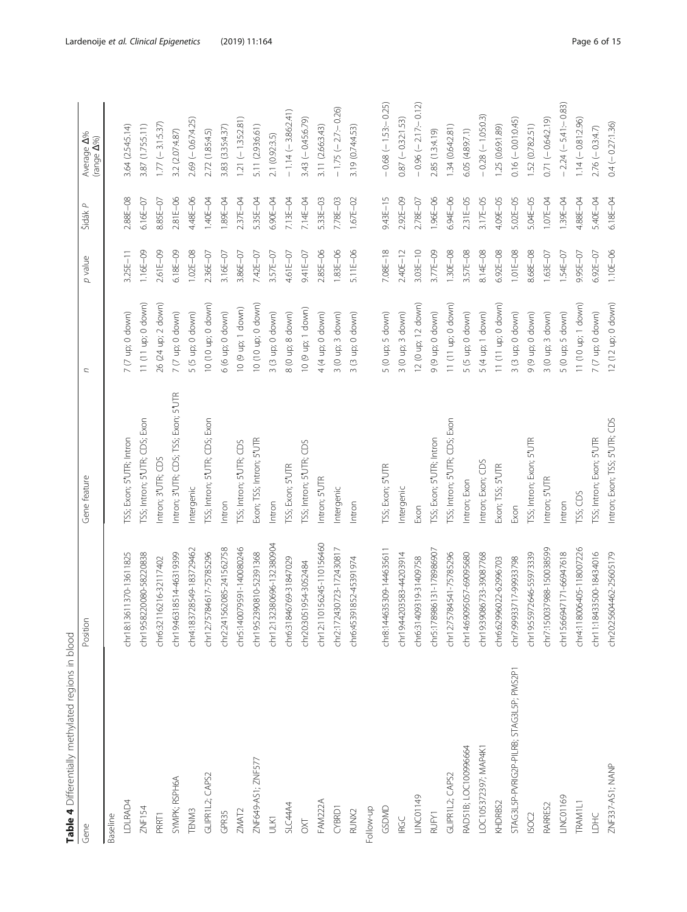**Table 4** Differentially methylated regions in blood

| Gene | Position | Gene feature | n | p value | Šidák P | Average Δ% (range Δ%) |
|---|---|---|---|---|---|---|
| Baseline | | | | | | |
| LDLRAD4 | chr18:13611370-13611825 | TSS; Exon; 5'UTR; Intron | 7 (7 up; 0 down) | 3.25E−11 | 2.88E−08 | 3.64 (2.54:5.14) |
| ZNF154 | chr19:58220080-58220838 | TSS; Intron; 5'UTR; CDS; Exon | 11 (11 up; 0 down) | 1.16E−09 | 6.16E−07 | 3.87 (1.75:5.11) |
| PRRT1 | chr6:32116216-32117402 | Intron; 3'UTR; CDS | 26 (24 up; 2 down) | 2.61E−09 | 8.85E−07 | 1.77 (− 3.1:5.37) |
| SYMPK; RSPH6A | chr19:46318514-46319399 | Intron; 3'UTR; CDS; TSS; Exon; 5'UTR | 7 (7 up; 0 down) | 6.18E−09 | 2.81E−06 | 3.2 (2.07:4.87) |
| TENM3 | chr4:183728549-183729462 | Intergenic | 5 (5 up; 0 down) | 1.02E−08 | 4.48E−06 | 2.69 (− 0.67:4.25) |
| GLIPR1L2; CAPS2 | chr12:75784617-75785296 | TSS; Intron; 5'UTR; CDS; Exon | 10 (10 up; 0 down) | 2.36E−07 | 1.40E−04 | 2.72 (1.85:4.5) |
| GPR35 | chr2:241562085-241562758 | Intron | 6 (6 up; 0 down) | 3.16E−07 | 1.89E−04 | 3.83 (3.35:4.37) |
| ZMAT2 | chr5:140079591-140080246 | TSS; Intron; 5'UTR; CDS | 10 (9 up; 1 down) | 3.86E−07 | 2.37E−04 | 1.21 (− 1.35:2.81) |
| ZNF649-AS1; ZNF577 | chr19:52390810-52391368 | Exon; TSS; Intron; 5'UTR | 10 (10 up; 0 down) | 7.42E−07 | 5.35E−04 | 5.11 (2.93:6.61) |
| ULK1 | chr12:132380696-132380904 | Intron | 3 (3 up; 0 down) | 3.57E−07 | 6.90E−04 | 2.1 (0.92:3.5) |
| SLC44A4 | chr6:31846769-31847029 | TSS; Exon; 5'UTR | 8 (0 up; 8 down) | 4.61E−07 | 7.13E−04 | − 1.14 (− 3.86:2.41) |
| OXT | chr20:3051954-3052484 | TSS; Intron; 5'UTR; CDS | 10 (9 up; 1 down) | 9.41E−07 | 7.14E−04 | 3.43 (− 0.45:6.79) |
| FAM222A | chr12:110156245-110156460 | Intron; 5'UTR | 4 (4 up; 0 down) | 2.85E−06 | 5.33E−03 | 3.11 (2.66:3.43) |
| CYBRD1 | chr2:172430723-172430817 | Intergenic | 3 (0 up; 3 down) | 1.83E−06 | 7.78E−03 | − 1.75 (− 2.7:− 0.26) |
| RUNX2 | chr6:45391852-45391974 | Intron | 3 (3 up; 0 down) | 5.11E−06 | 1.67E−02 | 3.19 (0.74:4.53) |
| Follow-up | | | | | | |
| GSDMD | chr8:144635309-144635611 | TSS; Exon; 5'UTR | 5 (0 up; 5 down) | 7.08E−18 | 9.43E−15 | − 0.68 (− 1.53:− 0.25) |
| IRGC | chr19:44203583-44203914 | Intergenic | 3 (0 up; 3 down) | 2.40E−12 | 2.92E−09 | 0.87 (− 0.32:1.53) |
| LINC01149 | chr6:31409319-31409758 | Exon | 12 (0 up; 12 down) | 3.03E−10 | 2.78E−07 | − 0.96 (− 2.17:− 0.12) |
| RUFY1 | chr5:178986131-178986907 | TSS; Exon; 5'UTR; Intron | 9 (9 up; 0 down) | 3.77E−09 | 1.96E−06 | 2.85 (1.3:4.19) |
| GLIPR1L2; CAPS2 | chr12:75784541-75785296 | TSS; Intron; 5'UTR; CDS; Exon | 11 (11 up; 0 down) | 1.30E−08 | 6.94E−06 | 1.34 (0.64:2.81) |
| RAD51B; LOC100996664 | chr14:69095057-69095680 | Intron; Exon | 5 (5 up; 0 down) | 3.57E−08 | 2.31E−05 | 6.05 (4.8:97.1) |
| LOC105372397; MAP4K1 | chr19:39086733-39087768 | Intron; Exon; CDS | 5 (4 up; 1 down) | 8.14E−08 | 3.17E−05 | − 0.28 (− 1.05:0.3) |
| KHDRBS2 | chr6:62996022-62996703 | Exon; TSS; 5'UTR | 11 (11 up; 0 down) | 6.92E−08 | 4.09E−05 | 1.25 (0.69:1.89) |
| STAG3L5P-PVRIG2P-PILRB; STAG3L5P; PMS2P1 | chr7:99933717-99933798 | Exon | 3 (3 up; 0 down) | 1.01E−08 | 5.02E−05 | 0.16 (− 0.01:0.45) |
| ISOC2 | chr19:55972646-55973339 | TSS; Intron; Exon; 5'UTR | 9 (9 up; 0 down) | 8.68E−08 | 5.04E−05 | 1.52 (0.78:2.51) |
| RARRES2 | chr7:150037988-150038599 | Intron; 5'UTR | 3 (0 up; 3 down) | 1.63E−07 | 1.07E−04 | 0.71 (− 0.64:2.19) |
| LINC01169 | chr15:66947171-66947618 | Intron | 5 (0 up; 5 down) | 1.54E−07 | 1.39E−04 | − 2.24 (− 5.41:− 0.83) |
| TRAM1L1 | chr4:118006405-118007226 | TSS; CDS | 11 (10 up; 1 down) | 9.95E−07 | 4.88E−04 | 1.14 (− 0.81:2.96) |
| LDHC | chr11:18433500-18434016 | TSS; Intron; Exon; 5'UTR | 7 (7 up; 0 down) | 6.92E−07 | 5.40E−04 | 2.76 (− 0.3:4.7) |
| ZNF337-AS1; NANP | chr20:25604462-25605179 | Intron; Exon; TSS; 5'UTR; CDS | 12 (12 up; 0 down) | 1.10E−06 | 6.18E−04 | 0.4 (− 0.27:1.36) |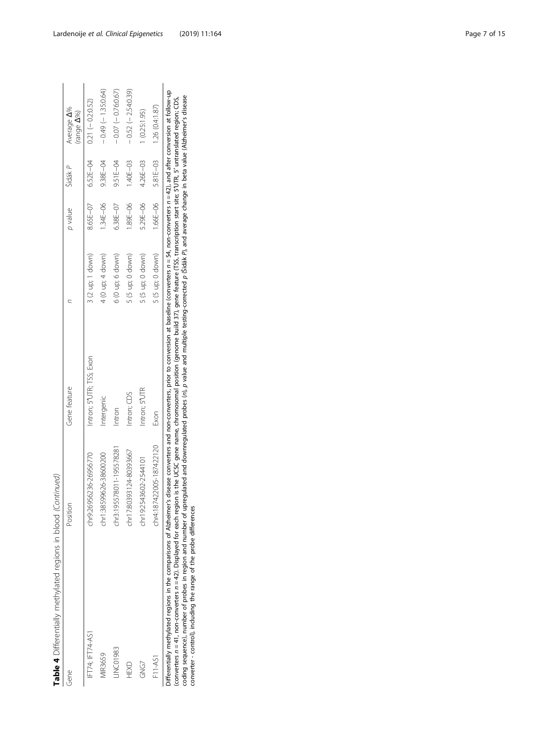**Table 4** Differentially methylated regions in blood *(Continued)*

| Gene | Position | Gene feature | *n* | *p* value | Šidák *P* | Average Δ% (range Δ%) |
|---|---|---|---|---|---|---|
| IFT74; IFT74-AS1 | chr9:26956236-26956770 | Intron; 5'UTR; TSS; Exon | 3 (2 up; 1 down) | 8.65E−07 | 6.52E−04 | 0.21 (− 0.2:0.52) |
| MIR3659 | chr1:38599626-38600200 | Intergenic | 4 (0 up; 4 down) | 1.34E−06 | 9.38E−04 | − 0.49 (− 1.35:0.64) |
| LINC01983 | chr3:195578011-195578281 | Intron | 6 (0 up; 6 down) | 6.38E−07 | 9.51E−04 | − 0.07 (− 0.76:0.67) |
| HEXD | chr17:80393124-80393667 | Intron; CDS | 5 (5 up; 0 down) | 1.89E−06 | 1.40E−03 | − 0.52 (− 2.54:0.39) |
| GNG7 | chr19:2543602-2544101 | Intron; 5'UTR | 5 (5 up; 0 down) | 5.29E−06 | 4.26E−03 | 1 (0.25:1.95) |
| F11-AS1 | chr4:187422005-187422120 | Exon | 5 (5 up; 0 down) | 1.66E−06 | 5.81E−03 | 1.26 (0.4:1.87) |

Differentially methylated regions in the comparisons of Alzheimer's disease converters and non-converters, prior to conversion at baseline (converters *n* = 54, non-converters *n* = 42), and after conversion at follow-up (converters *n* = 41, non-converters *n* = 42). Displayed for each region is the UCSC gene name, chromosomal position (genome build 37), gene feature (TSS, transcription start site; 5'UTR, 5' untranslated region; CDS, coding sequence), number of probes in region and number of upregulated and downregulated probes (*n*), *p* value and multiple testing-corrected *p* (Šidák *P*), and average change in beta value (Alzheimer's disease converter - control), including the range of the probe differences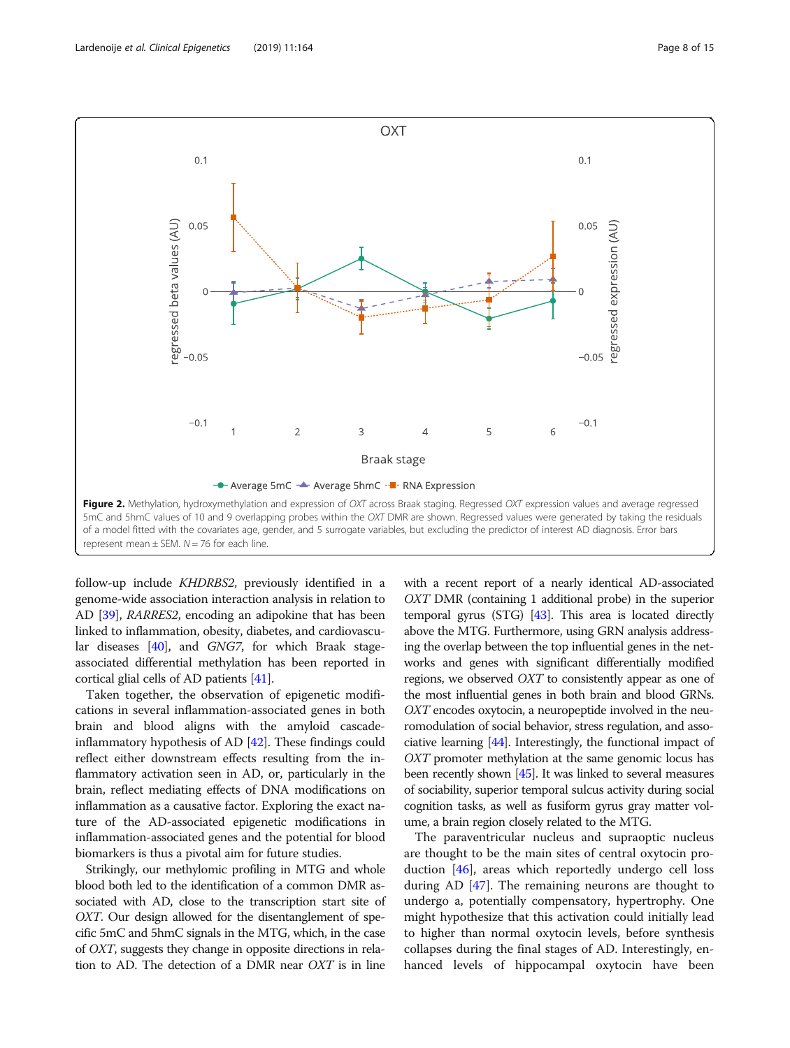**Figure 2.** Methylation, hydroxymethylation and expression of *OXT* across Braak staging. Regressed *OXT* expression values and average regressed 5mC and 5hmC values of 10 and 9 overlapping probes within the *OXT* DMR are shown. Regressed values were generated by taking the residuals of a model fitted with the covariates age, gender, and 5 surrogate variables, but excluding the predictor of interest AD diagnosis. Error bars represent mean ± SEM. $N = 76$ for each line.

follow-up include *KHDRBS2*, previously identified in a genome-wide association interaction analysis in relation to AD [39], *RARRES2*, encoding an adipokine that has been linked to inflammation, obesity, diabetes, and cardiovascular diseases [40], and *GNG7*, for which Braak stage-associated differential methylation has been reported in cortical glial cells of AD patients [41].

Taken together, the observation of epigenetic modifications in several inflammation-associated genes in both brain and blood aligns with the amyloid cascade-inflammatory hypothesis of AD [42]. These findings could reflect either downstream effects resulting from the inflammatory activation seen in AD, or, particularly in the brain, reflect mediating effects of DNA modifications on inflammation as a causative factor. Exploring the exact nature of the AD-associated epigenetic modifications in inflammation-associated genes and the potential for blood biomarkers is thus a pivotal aim for future studies.

Strikingly, our methylomic profiling in MTG and whole blood both led to the identification of a common DMR associated with AD, close to the transcription start site of *OXT*. Our design allowed for the disentanglement of specific 5mC and 5hmC signals in the MTG, which, in the case of *OXT*, suggests they change in opposite directions in relation to AD. The detection of a DMR near *OXT* is in line with a recent report of a nearly identical AD-associated *OXT* DMR (containing 1 additional probe) in the superior temporal gyrus (STG) [43]. This area is located directly above the MTG. Furthermore, using GRN analysis addressing the overlap between the top influential genes in the networks and genes with significant differentially modified regions, we observed *OXT* to consistently appear as one of the most influential genes in both brain and blood GRNs. *OXT* encodes oxytocin, a neuropeptide involved in the neuromodulation of social behavior, stress regulation, and associative learning [44]. Interestingly, the functional impact of *OXT* promoter methylation at the same genomic locus has been recently shown [45]. It was linked to several measures of sociability, superior temporal sulcus activity during social cognition tasks, as well as fusiform gyrus gray matter volume, a brain region closely related to the MTG.

The paraventricular nucleus and supraoptic nucleus are thought to be the main sites of central oxytocin production [46], areas which reportedly undergo cell loss during AD [47]. The remaining neurons are thought to undergo a, potentially compensatory, hypertrophy. One might hypothesize that this activation could initially lead to higher than normal oxytocin levels, before synthesis collapses during the final stages of AD. Interestingly, enhanced levels of hippocampal oxytocin have been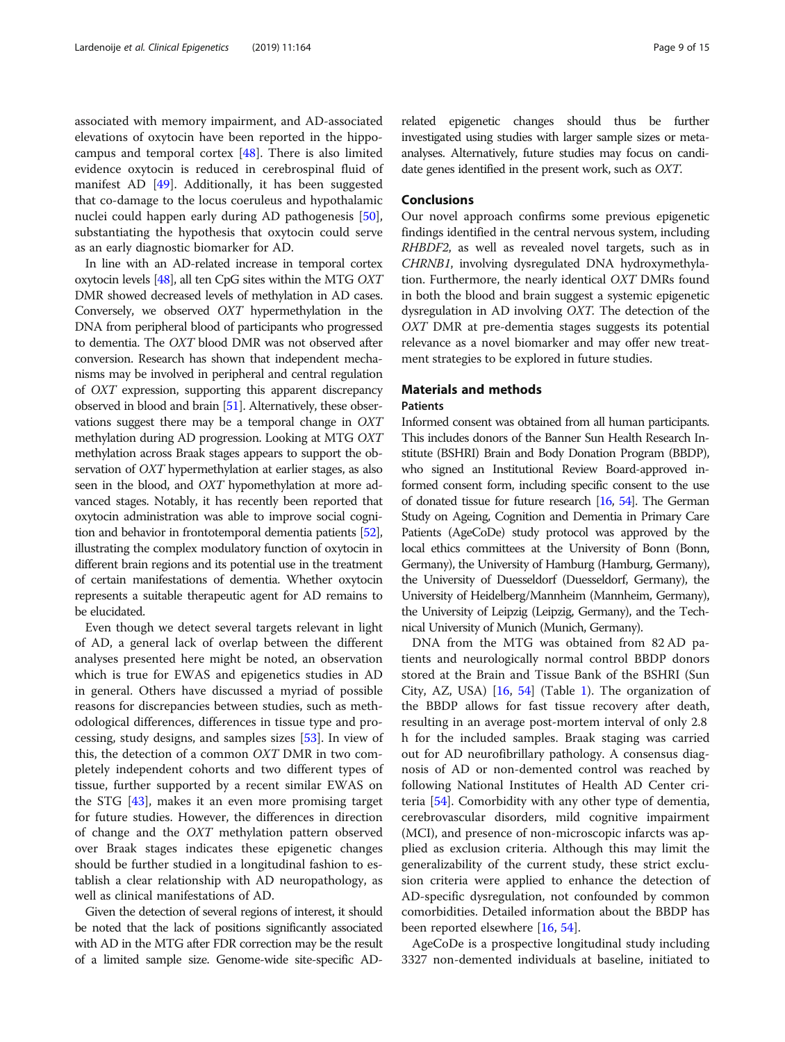associated with memory impairment, and AD-associated elevations of oxytocin have been reported in the hippocampus and temporal cortex [48]. There is also limited evidence oxytocin is reduced in cerebrospinal fluid of manifest AD [49]. Additionally, it has been suggested that co-damage to the locus coeruleus and hypothalamic nuclei could happen early during AD pathogenesis [50], substantiating the hypothesis that oxytocin could serve as an early diagnostic biomarker for AD.

In line with an AD-related increase in temporal cortex oxytocin levels [48], all ten CpG sites within the MTG *OXT* DMR showed decreased levels of methylation in AD cases. Conversely, we observed *OXT* hypermethylation in the DNA from peripheral blood of participants who progressed to dementia. The *OXT* blood DMR was not observed after conversion. Research has shown that independent mechanisms may be involved in peripheral and central regulation of *OXT* expression, supporting this apparent discrepancy observed in blood and brain [51]. Alternatively, these observations suggest there may be a temporal change in *OXT* methylation during AD progression. Looking at MTG *OXT* methylation across Braak stages appears to support the observation of *OXT* hypermethylation at earlier stages, as also seen in the blood, and *OXT* hypomethylation at more advanced stages. Notably, it has recently been reported that oxytocin administration was able to improve social cognition and behavior in frontotemporal dementia patients [52], illustrating the complex modulatory function of oxytocin in different brain regions and its potential use in the treatment of certain manifestations of dementia. Whether oxytocin represents a suitable therapeutic agent for AD remains to be elucidated.

Even though we detect several targets relevant in light of AD, a general lack of overlap between the different analyses presented here might be noted, an observation which is true for EWAS and epigenetics studies in AD in general. Others have discussed a myriad of possible reasons for discrepancies between studies, such as methodological differences, differences in tissue type and processing, study designs, and samples sizes [53]. In view of this, the detection of a common *OXT* DMR in two completely independent cohorts and two different types of tissue, further supported by a recent similar EWAS on the STG [43], makes it an even more promising target for future studies. However, the differences in direction of change and the *OXT* methylation pattern observed over Braak stages indicates these epigenetic changes should be further studied in a longitudinal fashion to establish a clear relationship with AD neuropathology, as well as clinical manifestations of AD.

Given the detection of several regions of interest, it should be noted that the lack of positions significantly associated with AD in the MTG after FDR correction may be the result of a limited sample size. Genome-wide site-specific AD-related epigenetic changes should thus be further investigated using studies with larger sample sizes or meta-analyses. Alternatively, future studies may focus on candidate genes identified in the present work, such as *OXT*.

## Conclusions

Our novel approach confirms some previous epigenetic findings identified in the central nervous system, including *RHBDF2*, as well as revealed novel targets, such as in *CHRNB1*, involving dysregulated DNA hydroxymethylation. Furthermore, the nearly identical *OXT* DMRs found in both the blood and brain suggest a systemic epigenetic dysregulation in AD involving *OXT*. The detection of the *OXT* DMR at pre-dementia stages suggests its potential relevance as a novel biomarker and may offer new treatment strategies to be explored in future studies.

## Materials and methods

### Patients

Informed consent was obtained from all human participants. This includes donors of the Banner Sun Health Research Institute (BSHRI) Brain and Body Donation Program (BBDP), who signed an Institutional Review Board-approved informed consent form, including specific consent to the use of donated tissue for future research [16, 54]. The German Study on Ageing, Cognition and Dementia in Primary Care Patients (AgeCoDe) study protocol was approved by the local ethics committees at the University of Bonn (Bonn, Germany), the University of Hamburg (Hamburg, Germany), the University of Duesseldorf (Duesseldorf, Germany), the University of Heidelberg/Mannheim (Mannheim, Germany), the University of Leipzig (Leipzig, Germany), and the Technical University of Munich (Munich, Germany).

DNA from the MTG was obtained from 82 AD patients and neurologically normal control BBDP donors stored at the Brain and Tissue Bank of the BSHRI (Sun City, AZ, USA) [16, 54] (Table 1). The organization of the BBDP allows for fast tissue recovery after death, resulting in an average post-mortem interval of only 2.8 h for the included samples. Braak staging was carried out for AD neurofibrillary pathology. A consensus diagnosis of AD or non-demented control was reached by following National Institutes of Health AD Center criteria [54]. Comorbidity with any other type of dementia, cerebrovascular disorders, mild cognitive impairment (MCI), and presence of non-microscopic infarcts was applied as exclusion criteria. Although this may limit the generalizability of the current study, these strict exclusion criteria were applied to enhance the detection of AD-specific dysregulation, not confounded by common comorbidities. Detailed information about the BBDP has been reported elsewhere [16, 54].

AgeCoDe is a prospective longitudinal study including 3327 non-demented individuals at baseline, initiated to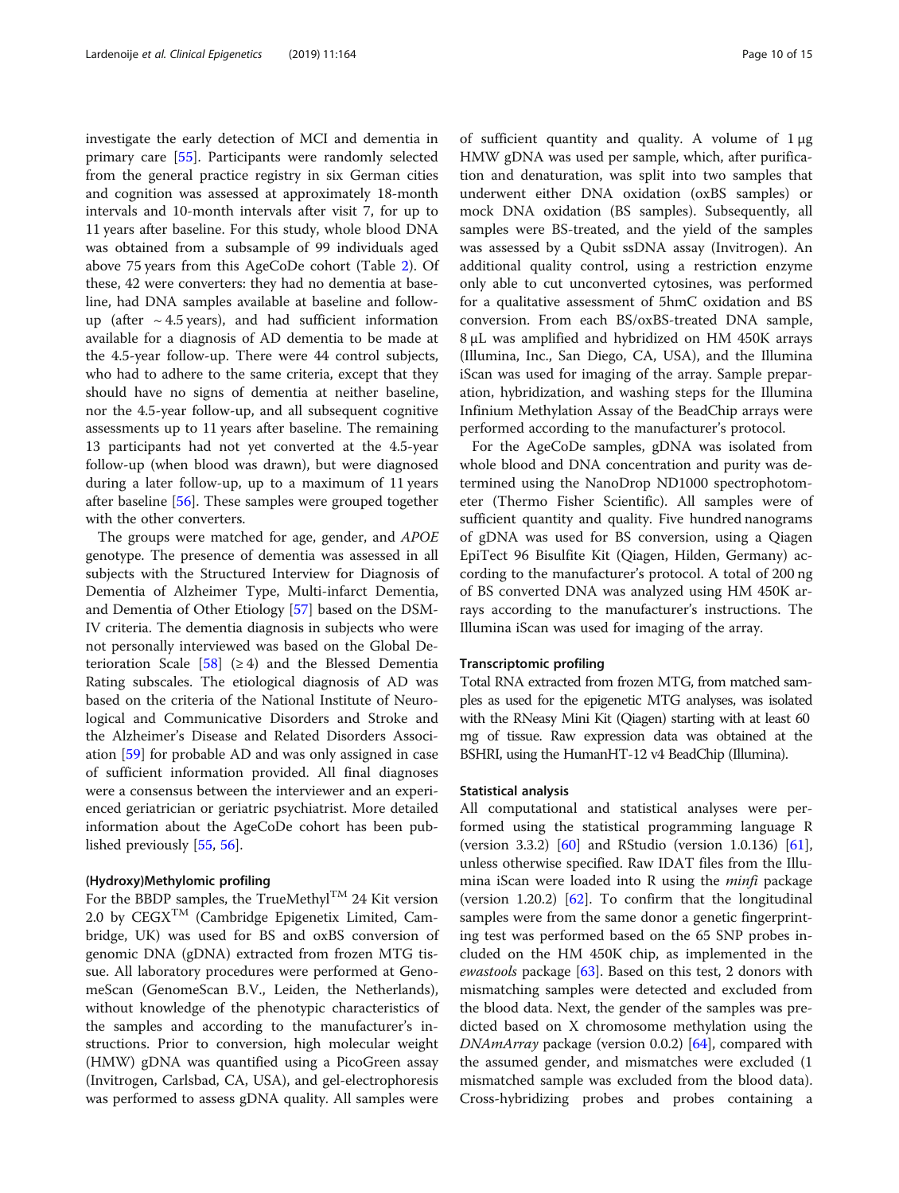investigate the early detection of MCI and dementia in primary care [55]. Participants were randomly selected from the general practice registry in six German cities and cognition was assessed at approximately 18-month intervals and 10-month intervals after visit 7, for up to 11 years after baseline. For this study, whole blood DNA was obtained from a subsample of 99 individuals aged above 75 years from this AgeCoDe cohort (Table 2). Of these, 42 were converters: they had no dementia at baseline, had DNA samples available at baseline and follow-up (after ~4.5 years), and had sufficient information available for a diagnosis of AD dementia to be made at the 4.5-year follow-up. There were 44 control subjects, who had to adhere to the same criteria, except that they should have no signs of dementia at neither baseline, nor the 4.5-year follow-up, and all subsequent cognitive assessments up to 11 years after baseline. The remaining 13 participants had not yet converted at the 4.5-year follow-up (when blood was drawn), but were diagnosed during a later follow-up, up to a maximum of 11 years after baseline [56]. These samples were grouped together with the other converters.

The groups were matched for age, gender, and *APOE* genotype. The presence of dementia was assessed in all subjects with the Structured Interview for Diagnosis of Dementia of Alzheimer Type, Multi-infarct Dementia, and Dementia of Other Etiology [57] based on the DSM-IV criteria. The dementia diagnosis in subjects who were not personally interviewed was based on the Global Deterioration Scale [58] (≥ 4) and the Blessed Dementia Rating subscales. The etiological diagnosis of AD was based on the criteria of the National Institute of Neurological and Communicative Disorders and Stroke and the Alzheimer's Disease and Related Disorders Association [59] for probable AD and was only assigned in case of sufficient information provided. All final diagnoses were a consensus between the interviewer and an experienced geriatrician or geriatric psychiatrist. More detailed information about the AgeCoDe cohort has been published previously [55, 56].

#### (Hydroxy)Methylomic profiling

For the BBDP samples, the TrueMethyl™ 24 Kit version 2.0 by CEGX™ (Cambridge Epigenetix Limited, Cambridge, UK) was used for BS and oxBS conversion of genomic DNA (gDNA) extracted from frozen MTG tissue. All laboratory procedures were performed at GenomeScan (GenomeScan B.V., Leiden, the Netherlands), without knowledge of the phenotypic characteristics of the samples and according to the manufacturer's instructions. Prior to conversion, high molecular weight (HMW) gDNA was quantified using a PicoGreen assay (Invitrogen, Carlsbad, CA, USA), and gel-electrophoresis was performed to assess gDNA quality. All samples were of sufficient quantity and quality. A volume of 1 μg HMW gDNA was used per sample, which, after purification and denaturation, was split into two samples that underwent either DNA oxidation (oxBS samples) or mock DNA oxidation (BS samples). Subsequently, all samples were BS-treated, and the yield of the samples was assessed by a Qubit ssDNA assay (Invitrogen). An additional quality control, using a restriction enzyme only able to cut unconverted cytosines, was performed for a qualitative assessment of 5hmC oxidation and BS conversion. From each BS/oxBS-treated DNA sample, 8 μL was amplified and hybridized on HM 450K arrays (Illumina, Inc., San Diego, CA, USA), and the Illumina iScan was used for imaging of the array. Sample preparation, hybridization, and washing steps for the Illumina Infinium Methylation Assay of the BeadChip arrays were performed according to the manufacturer's protocol.

For the AgeCoDe samples, gDNA was isolated from whole blood and DNA concentration and purity was determined using the NanoDrop ND1000 spectrophotometer (Thermo Fisher Scientific). All samples were of sufficient quantity and quality. Five hundred nanograms of gDNA was used for BS conversion, using a Qiagen EpiTect 96 Bisulfite Kit (Qiagen, Hilden, Germany) according to the manufacturer's protocol. A total of 200 ng of BS converted DNA was analyzed using HM 450K arrays according to the manufacturer's instructions. The Illumina iScan was used for imaging of the array.

#### Transcriptomic profiling

Total RNA extracted from frozen MTG, from matched samples as used for the epigenetic MTG analyses, was isolated with the RNeasy Mini Kit (Qiagen) starting with at least 60 mg of tissue. Raw expression data was obtained at the BSHRI, using the HumanHT-12 v4 BeadChip (Illumina).

#### Statistical analysis

All computational and statistical analyses were performed using the statistical programming language R (version 3.3.2) [60] and RStudio (version 1.0.136) [61], unless otherwise specified. Raw IDAT files from the Illumina iScan were loaded into R using the *minfi* package (version 1.20.2) [62]. To confirm that the longitudinal samples were from the same donor a genetic fingerprinting test was performed based on the 65 SNP probes included on the HM 450K chip, as implemented in the *ewastools* package [63]. Based on this test, 2 donors with mismatching samples were detected and excluded from the blood data. Next, the gender of the samples was predicted based on X chromosome methylation using the *DNAmArray* package (version 0.0.2) [64], compared with the assumed gender, and mismatches were excluded (1 mismatched sample was excluded from the blood data). Cross-hybridizing probes and probes containing a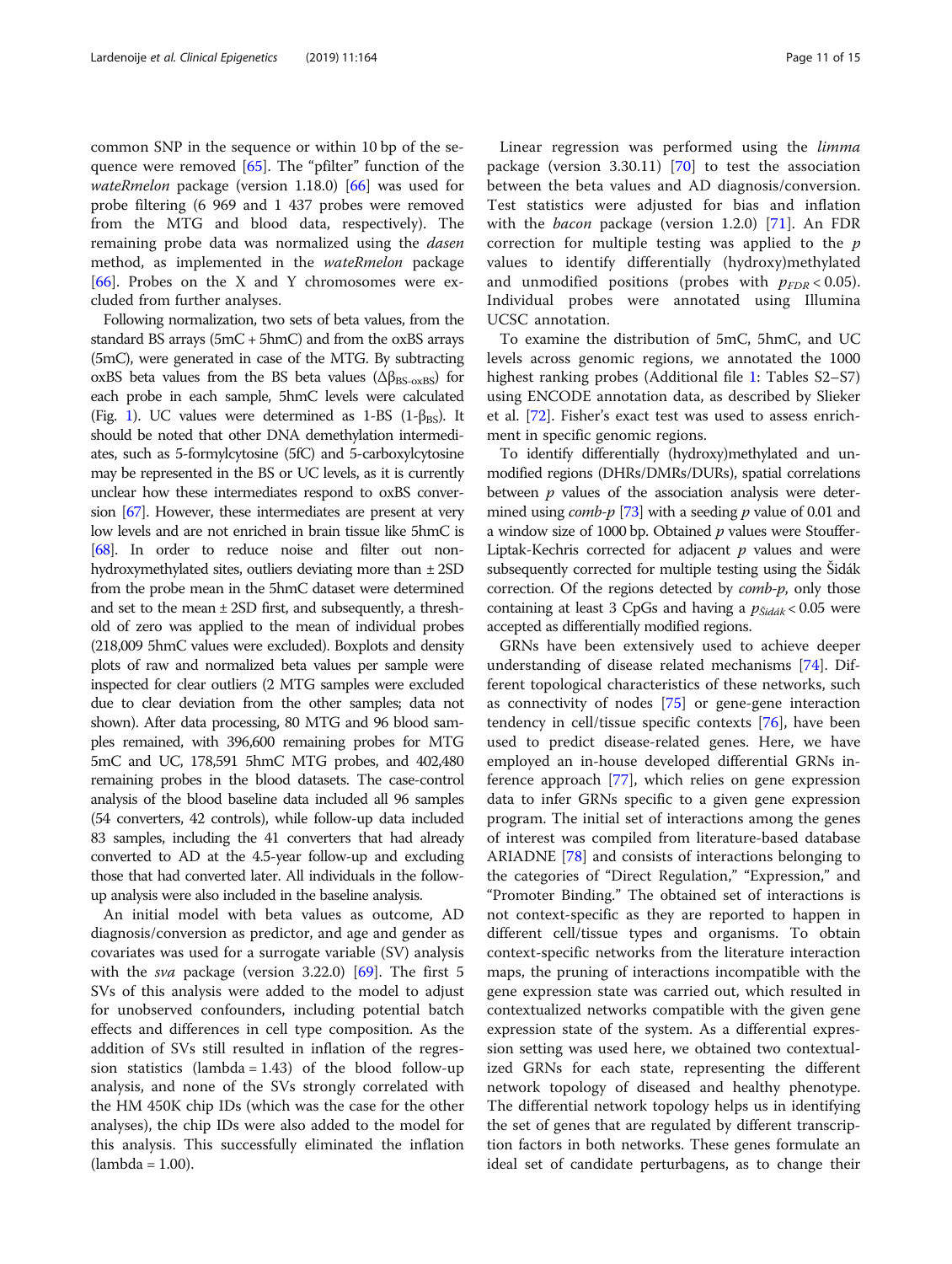common SNP in the sequence or within 10 bp of the sequence were removed [65]. The "pfilter" function of the *wateRmelon* package (version 1.18.0) [66] was used for probe filtering (6 969 and 1 437 probes were removed from the MTG and blood data, respectively). The remaining probe data was normalized using the *dasen* method, as implemented in the *wateRmelon* package [66]. Probes on the X and Y chromosomes were excluded from further analyses.

Following normalization, two sets of beta values, from the standard BS arrays (5mC + 5hmC) and from the oxBS arrays (5mC), were generated in case of the MTG. By subtracting oxBS beta values from the BS beta values ($\Delta\beta_{\text{BS-oxBS}}$) for each probe in each sample, 5hmC levels were calculated (Fig. 1). UC values were determined as 1-BS ($1\text{-}\beta_{\text{BS}}$). It should be noted that other DNA demethylation intermediates, such as 5-formylcytosine (5fC) and 5-carboxylcytosine may be represented in the BS or UC levels, as it is currently unclear how these intermediates respond to oxBS conversion [67]. However, these intermediates are present at very low levels and are not enriched in brain tissue like 5hmC is [68]. In order to reduce noise and filter out non-hydroxymethylated sites, outliers deviating more than ± 2SD from the probe mean in the 5hmC dataset were determined and set to the mean ± 2SD first, and subsequently, a threshold of zero was applied to the mean of individual probes (218,009 5hmC values were excluded). Boxplots and density plots of raw and normalized beta values per sample were inspected for clear outliers (2 MTG samples were excluded due to clear deviation from the other samples; data not shown). After data processing, 80 MTG and 96 blood samples remained, with 396,600 remaining probes for MTG 5mC and UC, 178,591 5hmC MTG probes, and 402,480 remaining probes in the blood datasets. The case-control analysis of the blood baseline data included all 96 samples (54 converters, 42 controls), while follow-up data included 83 samples, including the 41 converters that had already converted to AD at the 4.5-year follow-up and excluding those that had converted later. All individuals in the follow-up analysis were also included in the baseline analysis.

An initial model with beta values as outcome, AD diagnosis/conversion as predictor, and age and gender as covariates was used for a surrogate variable (SV) analysis with the *sva* package (version 3.22.0) [69]. The first 5 SVs of this analysis were added to the model to adjust for unobserved confounders, including potential batch effects and differences in cell type composition. As the addition of SVs still resulted in inflation of the regression statistics (lambda = 1.43) of the blood follow-up analysis, and none of the SVs strongly correlated with the HM 450K chip IDs (which was the case for the other analyses), the chip IDs were also added to the model for this analysis. This successfully eliminated the inflation (lambda = 1.00).

Linear regression was performed using the *limma* package (version 3.30.11) [70] to test the association between the beta values and AD diagnosis/conversion. Test statistics were adjusted for bias and inflation with the *bacon* package (version 1.2.0) [71]. An FDR correction for multiple testing was applied to the p values to identify differentially (hydroxy)methylated and unmodified positions (probes with $p_{FDR} < 0.05$). Individual probes were annotated using Illumina UCSC annotation.

To examine the distribution of 5mC, 5hmC, and UC levels across genomic regions, we annotated the 1000 highest ranking probes (Additional file 1: Tables S2–S7) using ENCODE annotation data, as described by Slieker et al. [72]. Fisher's exact test was used to assess enrichment in specific genomic regions.

To identify differentially (hydroxy)methylated and unmodified regions (DHRs/DMRs/DURs), spatial correlations between p values of the association analysis were determined using *comb-p* [73] with a seeding p value of 0.01 and a window size of 1000 bp. Obtained p values were Stouffer-Liptak-Kechris corrected for adjacent p values and were subsequently corrected for multiple testing using the Šidák correction. Of the regions detected by *comb-p*, only those containing at least 3 CpGs and having a $p_{Šidák} < 0.05$ were accepted as differentially modified regions.

GRNs have been extensively used to achieve deeper understanding of disease related mechanisms [74]. Different topological characteristics of these networks, such as connectivity of nodes [75] or gene-gene interaction tendency in cell/tissue specific contexts [76], have been used to predict disease-related genes. Here, we have employed an in-house developed differential GRNs inference approach [77], which relies on gene expression data to infer GRNs specific to a given gene expression program. The initial set of interactions among the genes of interest was compiled from literature-based database ARIADNE [78] and consists of interactions belonging to the categories of "Direct Regulation," "Expression," and "Promoter Binding." The obtained set of interactions is not context-specific as they are reported to happen in different cell/tissue types and organisms. To obtain context-specific networks from the literature interaction maps, the pruning of interactions incompatible with the gene expression state was carried out, which resulted in contextualized networks compatible with the given gene expression state of the system. As a differential expression setting was used here, we obtained two contextualized GRNs for each state, representing the different network topology of diseased and healthy phenotype. The differential network topology helps us in identifying the set of genes that are regulated by different transcription factors in both networks. These genes formulate an ideal set of candidate perturbagens, as to change their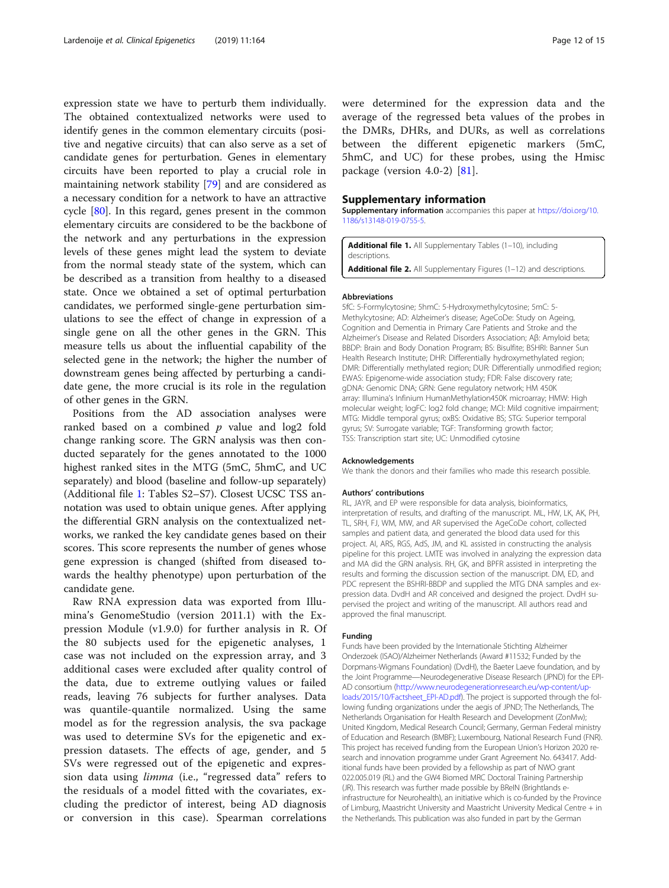expression state we have to perturb them individually. The obtained contextualized networks were used to identify genes in the common elementary circuits (positive and negative circuits) that can also serve as a set of candidate genes for perturbation. Genes in elementary circuits have been reported to play a crucial role in maintaining network stability [79] and are considered as a necessary condition for a network to have an attractive cycle [80]. In this regard, genes present in the common elementary circuits are considered to be the backbone of the network and any perturbations in the expression levels of these genes might lead the system to deviate from the normal steady state of the system, which can be described as a transition from healthy to a diseased state. Once we obtained a set of optimal perturbation candidates, we performed single-gene perturbation simulations to see the effect of change in expression of a single gene on all the other genes in the GRN. This measure tells us about the influential capability of the selected gene in the network; the higher the number of downstream genes being affected by perturbing a candidate gene, the more crucial is its role in the regulation of other genes in the GRN.

Positions from the AD association analyses were ranked based on a combined *p* value and log2 fold change ranking score. The GRN analysis was then conducted separately for the genes annotated to the 1000 highest ranked sites in the MTG (5mC, 5hmC, and UC separately) and blood (baseline and follow-up separately) (Additional file 1: Tables S2–S7). Closest UCSC TSS annotation was used to obtain unique genes. After applying the differential GRN analysis on the contextualized networks, we ranked the key candidate genes based on their scores. This score represents the number of genes whose gene expression is changed (shifted from diseased towards the healthy phenotype) upon perturbation of the candidate gene.

Raw RNA expression data was exported from Illumina's GenomeStudio (version 2011.1) with the Expression Module (v1.9.0) for further analysis in R. Of the 80 subjects used for the epigenetic analyses, 1 case was not included on the expression array, and 3 additional cases were excluded after quality control of the data, due to extreme outlying values or failed reads, leaving 76 subjects for further analyses. Data was quantile-quantile normalized. Using the same model as for the regression analysis, the sva package was used to determine SVs for the epigenetic and expression datasets. The effects of age, gender, and 5 SVs were regressed out of the epigenetic and expression data using *limma* (i.e., "regressed data" refers to the residuals of a model fitted with the covariates, excluding the predictor of interest, being AD diagnosis or conversion in this case). Spearman correlations were determined for the expression data and the average of the regressed beta values of the probes in the DMRs, DHRs, and DURs, as well as correlations between the different epigenetic markers (5mC, 5hmC, and UC) for these probes, using the Hmisc package (version 4.0-2) [81].

## Supplementary information

**Supplementary information** accompanies this paper at https://doi.org/10.1186/s13148-019-0755-5.

**Additional file 1.** All Supplementary Tables (1–10), including descriptions.

**Additional file 2.** All Supplementary Figures (1–12) and descriptions.

### Abbreviations

5fC: 5-Formylcytosine; 5hmC: 5-Hydroxymethylcytosine; 5mC: 5-Methylcytosine; AD: Alzheimer's disease; AgeCoDe: Study on Ageing, Cognition and Dementia in Primary Care Patients and Stroke and the Alzheimer's Disease and Related Disorders Association; Aβ: Amyloid beta; BBDP: Brain and Body Donation Program; BS: Bisulfite; BSHRI: Banner Sun Health Research Institute; DHR: Differentially hydroxymethylated region; DMR: Differentially methylated region; DUR: Differentially unmodified region; EWAS: Epigenome-wide association study; FDR: False discovery rate; gDNA: Genomic DNA; GRN: Gene regulatory network; HM 450K array: Illumina's Infinium HumanMethylation450K microarray; HMW: High molecular weight; logFC: log2 fold change; MCI: Mild cognitive impairment; MTG: Middle temporal gyrus; oxBS: Oxidative BS; STG: Superior temporal gyrus; SV: Surrogate variable; TGF: Transforming growth factor; TSS: Transcription start site; UC: Unmodified cytosine

### Acknowledgements

We thank the donors and their families who made this research possible.

### Authors' contributions

RL, JAYR, and EP were responsible for data analysis, bioinformatics, interpretation of results, and drafting of the manuscript. ML, HW, LK, AK, PH, TL, SRH, FJ, WM, MW, and AR supervised the AgeCoDe cohort, collected samples and patient data, and generated the blood data used for this project. AI, ARS, RGS, AdS, JM, and KL assisted in constructing the analysis pipeline for this project. LMTE was involved in analyzing the expression data and MA did the GRN analysis. RH, GK, and BPFR assisted in interpreting the results and forming the discussion section of the manuscript. DM, ED, and PDC represent the BSHRI-BBDP and supplied the MTG DNA samples and expression data. DvdH and AR conceived and designed the project. DvdH supervised the project and writing of the manuscript. All authors read and approved the final manuscript.

### Funding

Funds have been provided by the Internationale Stichting Alzheimer Onderzoek (ISAO)/Alzheimer Netherlands (Award #11532; Funded by the Dorpmans-Wigmans Foundation) (DvdH), the Baeter Laeve foundation, and by the Joint Programme—Neurodegenerative Disease Research (JPND) for the EPI-AD consortium (http://www.neurodegenerationresearch.eu/wp-content/uploads/2015/10/Factsheet_EPI-AD.pdf). The project is supported through the following funding organizations under the aegis of JPND; The Netherlands, The Netherlands Organisation for Health Research and Development (ZonMw); United Kingdom, Medical Research Council; Germany, German Federal ministry of Education and Research (BMBF); Luxembourg, National Research Fund (FNR). This project has received funding from the European Union's Horizon 2020 research and innovation programme under Grant Agreement No. 643417. Additional funds have been provided by a fellowship as part of NWO grant 022.005.019 (RL) and the GW4 Biomed MRC Doctoral Training Partnership (JR). This research was further made possible by BReIN (Brightlands e-infrastructure for Neurohealth), an initiative which is co-funded by the Province of Limburg, Maastricht University and Maastricht University Medical Centre + in the Netherlands. This publication was also funded in part by the German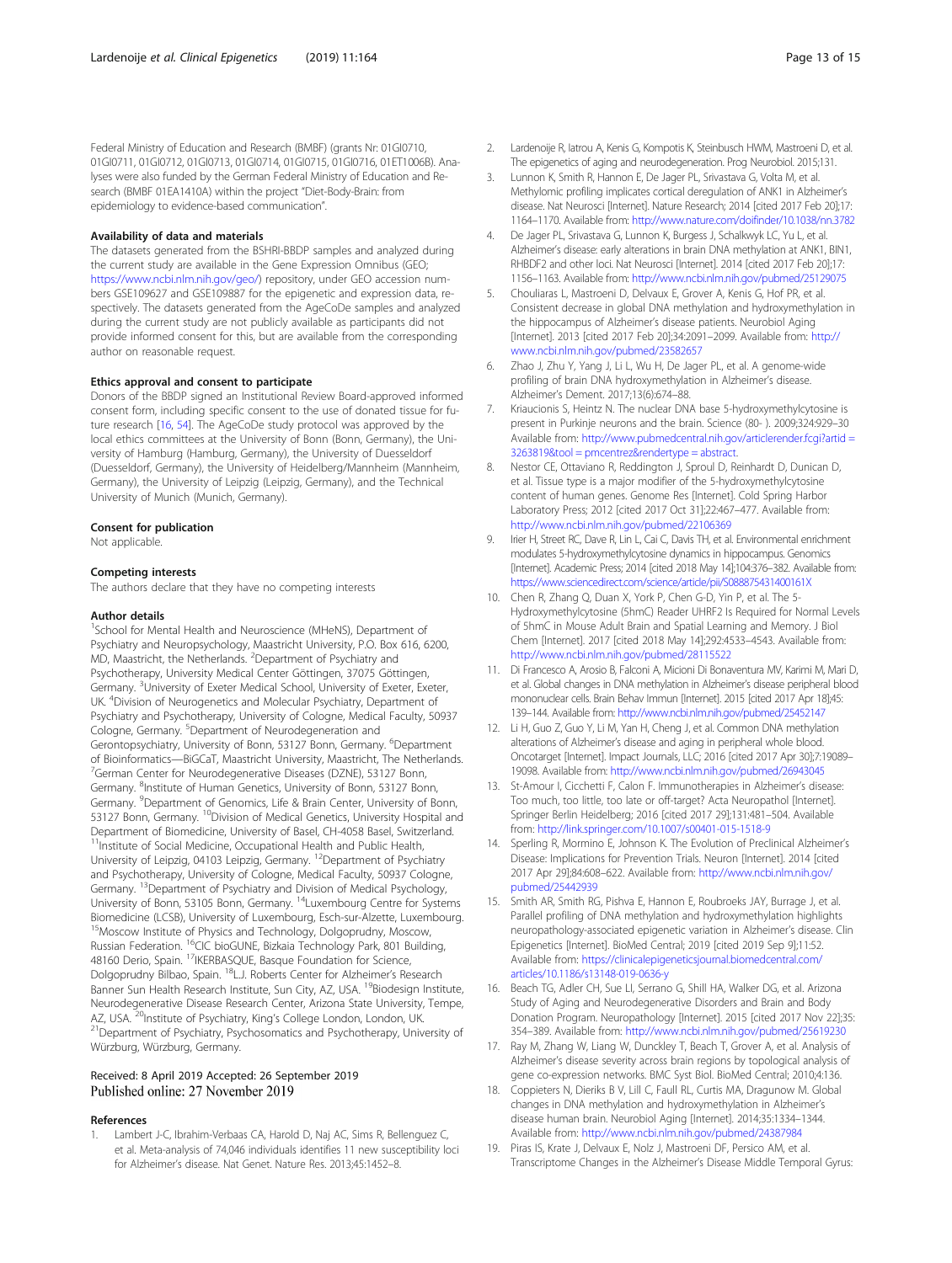Federal Ministry of Education and Research (BMBF) (grants Nr: 01GI0710, 01GI0711, 01GI0712, 01GI0713, 01GI0714, 01GI0715, 01GI0716, 01ET1006B). Analyses were also funded by the German Federal Ministry of Education and Research (BMBF 01EA1410A) within the project "Diet-Body-Brain: from epidemiology to evidence-based communication".

### Availability of data and materials

The datasets generated from the BSHRI-BBDP samples and analyzed during the current study are available in the Gene Expression Omnibus (GEO; https://www.ncbi.nlm.nih.gov/geo/) repository, under GEO accession numbers GSE109627 and GSE109887 for the epigenetic and expression data, respectively. The datasets generated from the AgeCoDe samples and analyzed during the current study are not publicly available as participants did not provide informed consent for this, but are available from the corresponding author on reasonable request.

### Ethics approval and consent to participate

Donors of the BBDP signed an Institutional Review Board-approved informed consent form, including specific consent to the use of donated tissue for future research [16, 54]. The AgeCoDe study protocol was approved by the local ethics committees at the University of Bonn (Bonn, Germany), the University of Hamburg (Hamburg, Germany), the University of Duesseldorf (Duesseldorf, Germany), the University of Heidelberg/Mannheim (Mannheim, Germany), the University of Leipzig (Leipzig, Germany), and the Technical University of Munich (Munich, Germany).

### Consent for publication

Not applicable.

### Competing interests

The authors declare that they have no competing interests

### Author details

[1]School for Mental Health and Neuroscience (MHeNS), Department of Psychiatry and Neuropsychology, Maastricht University, P.O. Box 616, 6200, MD, Maastricht, the Netherlands. [2]Department of Psychiatry and Psychotherapy, University Medical Center Göttingen, 37075 Göttingen, Germany. [3]University of Exeter Medical School, University of Exeter, Exeter, UK. [4]Division of Neurogenetics and Molecular Psychiatry, Department of Psychiatry and Psychotherapy, University of Cologne, Medical Faculty, 50937 Cologne, Germany. [5]Department of Neurodegeneration and Gerontopsychiatry, University of Bonn, 53127 Bonn, Germany. [6]Department of Bioinformatics—BiGCaT, Maastricht University, Maastricht, The Netherlands. [7]German Center for Neurodegenerative Diseases (DZNE), 53127 Bonn, Germany. [8]Institute of Human Genetics, University of Bonn, 53127 Bonn, Germany. [9]Department of Genomics, Life & Brain Center, University of Bonn, 53127 Bonn, Germany. [10]Division of Medical Genetics, University Hospital and Department of Biomedicine, University of Basel, CH-4058 Basel, Switzerland. [11]Institute of Social Medicine, Occupational Health and Public Health, University of Leipzig, 04103 Leipzig, Germany. [12]Department of Psychiatry and Psychotherapy, University of Cologne, Medical Faculty, 50937 Cologne, Germany. [13]Department of Psychiatry and Division of Medical Psychology, University of Bonn, 53105 Bonn, Germany. [14]Luxembourg Centre for Systems Biomedicine (LCSB), University of Luxembourg, Esch-sur-Alzette, Luxembourg. [15]Moscow Institute of Physics and Technology, Dolgoprudny, Moscow, Russian Federation. [16]CIC bioGUNE, Bizkaia Technology Park, 801 Building, 48160 Derio, Spain. [17]IKERBASQUE, Basque Foundation for Science, Dolgoprudny Bilbao, Spain. [18]L.J. Roberts Center for Alzheimer's Research Banner Sun Health Research Institute, Sun City, AZ, USA. [19]Biodesign Institute, Neurodegenerative Disease Research Center, Arizona State University, Tempe, AZ, USA. [20]Institute of Psychiatry, King's College London, London, UK. [21]Department of Psychiatry, Psychosomatics and Psychotherapy, University of Würzburg, Würzburg, Germany.

Received: 8 April 2019 Accepted: 26 September 2019
Published online: 27 November 2019

### References

1. Lambert J-C, Ibrahim-Verbaas CA, Harold D, Naj AC, Sims R, Bellenguez C, et al. Meta-analysis of 74,046 individuals identifies 11 new susceptibility loci for Alzheimer's disease. Nat Genet. Nature Res. 2013;45:1452–8.
2. Lardenoije R, Iatrou A, Kenis G, Kompotis K, Steinbusch HWM, Mastroeni D, et al. The epigenetics of aging and neurodegeneration. Prog Neurobiol. 2015;131.
3. Lunnon K, Smith R, Hannon E, De Jager PL, Srivastava G, Volta M, et al. Methylomic profiling implicates cortical deregulation of ANK1 in Alzheimer's disease. Nat Neurosci [Internet]. Nature Research; 2014 [cited 2017 Feb 20];17: 1164–1170. Available from: http://www.nature.com/doifinder/10.1038/nn.3782
4. De Jager PL, Srivastava G, Lunnon K, Burgess J, Schalkwyk LC, Yu L, et al. Alzheimer's disease: early alterations in brain DNA methylation at ANK1, BIN1, RHBDF2 and other loci. Nat Neurosci [Internet]. 2014 [cited 2017 Feb 20];17: 1156–1163. Available from: http://www.ncbi.nlm.nih.gov/pubmed/25129075
5. Chouliaras L, Mastroeni D, Delvaux E, Grover A, Kenis G, Hof PR, et al. Consistent decrease in global DNA methylation and hydroxymethylation in the hippocampus of Alzheimer's disease patients. Neurobiol Aging [Internet]. 2013 [cited 2017 Feb 20];34:2091–2099. Available from: http://www.ncbi.nlm.nih.gov/pubmed/23582657
6. Zhao J, Zhu Y, Yang J, Li L, Wu H, De Jager PL, et al. A genome-wide profiling of brain DNA hydroxymethylation in Alzheimer's disease. Alzheimer's Dement. 2017;13(6):674–88.
7. Kriaucionis S, Heintz N. The nuclear DNA base 5-hydroxymethylcytosine is present in Purkinje neurons and the brain. Science (80- ). 2009;324:929–30 Available from: http://www.pubmedcentral.nih.gov/articlerender.fcgi?artid = 3263819&tool = pmcentrez&rendertype = abstract.
8. Nestor CE, Ottaviano R, Reddington J, Sproul D, Reinhardt D, Dunican D, et al. Tissue type is a major modifier of the 5-hydroxymethylcytosine content of human genes. Genome Res [Internet]. Cold Spring Harbor Laboratory Press; 2012 [cited 2017 Oct 31];22:467–477. Available from: http://www.ncbi.nlm.nih.gov/pubmed/22106369
9. Irier H, Street RC, Dave R, Lin L, Cai C, Davis TH, et al. Environmental enrichment modulates 5-hydroxymethylcytosine dynamics in hippocampus. Genomics [Internet]. Academic Press; 2014 [cited 2018 May 14];104:376–382. Available from: https://www.sciencedirect.com/science/article/pii/S088875431400161X
10. Chen R, Zhang Q, Duan X, York P, Chen G-D, Yin P, et al. The 5-Hydroxymethylcytosine (5hmC) Reader UHRF2 Is Required for Normal Levels of 5hmC in Mouse Adult Brain and Spatial Learning and Memory. J Biol Chem [Internet]. 2017 [cited 2018 May 14];292:4533–4543. Available from: http://www.ncbi.nlm.nih.gov/pubmed/28115522
11. Di Francesco A, Arosio B, Falconi A, Micioni Di Bonaventura MV, Karimi M, Mari D, et al. Global changes in DNA methylation in Alzheimer's disease peripheral blood mononuclear cells. Brain Behav Immun [Internet]. 2015 [cited 2017 Apr 18];45: 139–144. Available from: http://www.ncbi.nlm.nih.gov/pubmed/25452147
12. Li H, Guo Z, Guo Y, Li M, Yan H, Cheng J, et al. Common DNA methylation alterations of Alzheimer's disease and aging in peripheral whole blood. Oncotarget [Internet]. Impact Journals, LLC; 2016 [cited 2017 Apr 30];7:19089– 19098. Available from: http://www.ncbi.nlm.nih.gov/pubmed/26943045
13. St-Amour I, Cicchetti F, Calon F. Immunotherapies in Alzheimer's disease: Too much, too little, too late or off-target? Acta Neuropathol [Internet]. Springer Berlin Heidelberg; 2016 [cited 2017 29];131:481–504. Available from: http://link.springer.com/10.1007/s00401-015-1518-9
14. Sperling R, Mormino E, Johnson K. The Evolution of Preclinical Alzheimer's Disease: Implications for Prevention Trials. Neuron [Internet]. 2014 [cited 2017 Apr 29];84:608–622. Available from: http://www.ncbi.nlm.nih.gov/pubmed/25442939
15. Smith AR, Smith RG, Pishva E, Hannon E, Roubroeks JAY, Burrage J, et al. Parallel profiling of DNA methylation and hydroxymethylation highlights neuropathology-associated epigenetic variation in Alzheimer's disease. Clin Epigenetics [Internet]. BioMed Central; 2019 [cited 2019 Sep 9];11:52. Available from: https://clinicalepigeneticsjournal.biomedcentral.com/articles/10.1186/s13148-019-0636-y
16. Beach TG, Adler CH, Sue LI, Serrano G, Shill HA, Walker DG, et al. Arizona Study of Aging and Neurodegenerative Disorders and Brain and Body Donation Program. Neuropathology [Internet]. 2015 [cited 2017 Nov 22];35: 354–389. Available from: http://www.ncbi.nlm.nih.gov/pubmed/25619230
17. Ray M, Zhang W, Liang W, Dunckley T, Beach T, Grover A, et al. Analysis of Alzheimer's disease severity across brain regions by topological analysis of gene co-expression networks. BMC Syst Biol. BioMed Central; 2010;4:136.
18. Coppieters N, Dieriks B V, Lill C, Faull RL, Curtis MA, Dragunow M. Global changes in DNA methylation and hydroxymethylation in Alzheimer's disease human brain. Neurobiol Aging [Internet]. 2014;35:1334–1344. Available from: http://www.ncbi.nlm.nih.gov/pubmed/24387984
19. Piras IS, Krate J, Delvaux E, Nolz J, Mastroeni DF, Persico AM, et al. Transcriptome Changes in the Alzheimer's Disease Middle Temporal Gyrus: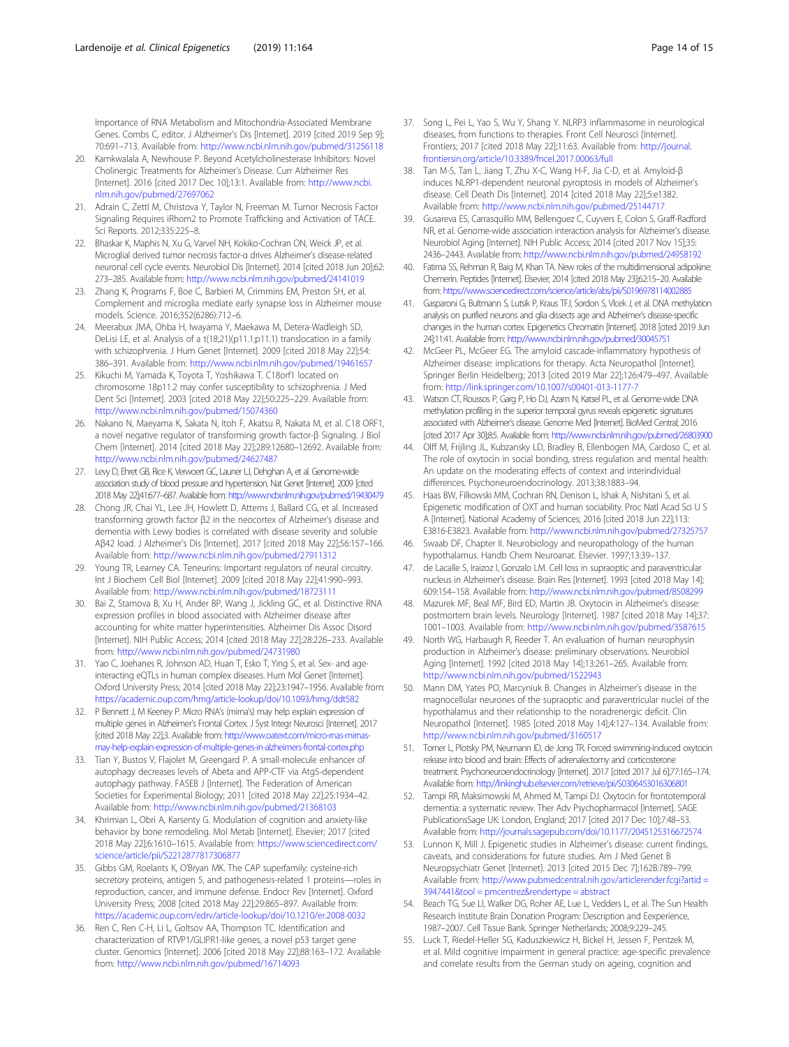Importance of RNA Metabolism and Mitochondria-Associated Membrane Genes. Combs C, editor. J Alzheimer's Dis [Internet]. 2019 [cited 2019 Sep 9]; 70:691–713. Available from: http://www.ncbi.nlm.nih.gov/pubmed/31256118

20. Kamkwalala A, Newhouse P. Beyond Acetylcholinesterase Inhibitors: Novel Cholinergic Treatments for Alzheimer's Disease. Curr Alzheimer Res [Internet]. 2016 [cited 2017 Dec 10];13:1. Available from: http://www.ncbi.nlm.nih.gov/pubmed/27697062
21. Adrain C, Zettl M, Christova Y, Taylor N, Freeman M. Tumor Necrosis Factor Signaling Requires iRhom2 to Promote Trafficking and Activation of TACE. Sci Reports. 2012;335:225–8.
22. Bhaskar K, Maphis N, Xu G, Varvel NH, Kokiko-Cochran ON, Weick JP, et al. Microglial derived tumor necrosis factor-α drives Alzheimer's disease-related neuronal cell cycle events. Neurobiol Dis [Internet]. 2014 [cited 2018 Jun 20];62: 273–285. Available from: http://www.ncbi.nlm.nih.gov/pubmed/24141019
23. Zhang K, Programs F, Boe C, Barbieri M, Crimmins EM, Preston SH, et al. Complement and microglia mediate early synapse loss in Alzheimer mouse models. Science. 2016;352(6286):712–6.
24. Meerabux JMA, Ohba H, Iwayama Y, Maekawa M, Detera-Wadleigh SD, DeLisi LE, et al. Analysis of a t(18;21)(p11.1;p11.1) translocation in a family with schizophrenia. J Hum Genet [Internet]. 2009 [cited 2018 May 22];54: 386–391. Available from: http://www.ncbi.nlm.nih.gov/pubmed/19461657
25. Kikuchi M, Yamada K, Toyota T, Yoshikawa T. C18orf1 located on chromosome 18p11.2 may confer susceptibility to schizophrenia. J Med Dent Sci [Internet]. 2003 [cited 2018 May 22];50:225–229. Available from: http://www.ncbi.nlm.nih.gov/pubmed/15074360
26. Nakano N, Maeyama K, Sakata N, Itoh F, Akatsu R, Nakata M, et al. C18 ORF1, a novel negative regulator of transforming growth factor-β Signaling. J Biol Chem [Internet]. 2014 [cited 2018 May 22];289:12680–12692. Available from: http://www.ncbi.nlm.nih.gov/pubmed/24627487
27. Levy D, Ehret GB, Rice K, Verwoert GC, Launer LJ, Dehghan A, et al. Genome-wide association study of blood pressure and hypertension. Nat Genet [Internet]. 2009 [cited 2018 May 22];41:677–687. Available from: http://www.ncbi.nlm.nih.gov/pubmed/19430479
28. Chong JR, Chai YL, Lee JH, Howlett D, Attems J, Ballard CG, et al. Increased transforming growth factor β2 in the neocortex of Alzheimer's disease and dementia with Lewy bodies is correlated with disease severity and soluble Aβ42 load. J Alzheimer's Dis [Internet]. 2017 [cited 2018 May 22];56:157–166. Available from: http://www.ncbi.nlm.nih.gov/pubmed/27911312
29. Young TR, Leamey CA. Teneurins: Important regulators of neural circuitry. Int J Biochem Cell Biol [Internet]. 2009 [cited 2018 May 22];41:990–993. Available from: http://www.ncbi.nlm.nih.gov/pubmed/18723111
30. Bai Z, Stamova B, Xu H, Ander BP, Wang J, Jickling GC, et al. Distinctive RNA expression profiles in blood associated with Alzheimer disease after accounting for white matter hyperintensities. Alzheimer Dis Assoc Disord [Internet]. NIH Public Access; 2014 [cited 2018 May 22];28:226–233. Available from: http://www.ncbi.nlm.nih.gov/pubmed/24731980
31. Yao C, Joehanes R, Johnson AD, Huan T, Esko T, Ying S, et al. Sex- and age-interacting eQTLs in human complex diseases. Hum Mol Genet [Internet]. Oxford University Press; 2014 [cited 2018 May 22];23:1947–1956. Available from: https://academic.oup.com/hmg/article-lookup/doi/10.1093/hmg/ddt582
32. P Bennett J, M Keeney P. Micro RNA's (mirna's) may help explain expression of multiple genes in Alzheimer's Frontal Cortex. J Syst Integr Neurosci [Internet]. 2017 [cited 2018 May 22];3. Available from: http://www.oatext.com/micro-rnas-mirnas-may-help-explain-expression-of-multiple-genes-in-alzheimers-frontal-cortex.php
33. Tian Y, Bustos V, Flajolet M, Greengard P. A small-molecule enhancer of autophagy decreases levels of Abeta and APP-CTF via Atg5-dependent autophagy pathway. FASEB J [Internet]. The Federation of American Societies for Experimental Biology; 2011 [cited 2018 May 22];25:1934–42. Available from: http://www.ncbi.nlm.nih.gov/pubmed/21368103
34. Khrimian L, Obri A, Karsenty G. Modulation of cognition and anxiety-like behavior by bone remodeling. Mol Metab [Internet]. Elsevier; 2017 [cited 2018 May 22];6:1610–1615. Available from: https://www.sciencedirect.com/science/article/pii/S2212877817306877
35. Gibbs GM, Roelants K, O'Bryan MK. The CAP superfamily: cysteine-rich secretory proteins, antigen 5, and pathogenesis-related 1 proteins—roles in reproduction, cancer, and immune defense. Endocr Rev [Internet]. Oxford University Press; 2008 [cited 2018 May 22];29:865–897. Available from: https://academic.oup.com/edrv/article-lookup/doi/10.1210/er.2008-0032
36. Ren C, Ren C-H, Li L, Goltsov AA, Thompson TC. Identification and characterization of RTVP1/GLIPR1-like genes, a novel p53 target gene cluster. Genomics [Internet]. 2006 [cited 2018 May 22];88:163–172. Available from: http://www.ncbi.nlm.nih.gov/pubmed/16714093
37. Song L, Pei L, Yao S, Wu Y, Shang Y. NLRP3 inflammasome in neurological diseases, from functions to therapies. Front Cell Neurosci [Internet]. Frontiers; 2017 [cited 2018 May 22];11:63. Available from: http://journal.frontiersin.org/article/10.3389/fncel.2017.00063/full
38. Tan M-S, Tan L, Jiang T, Zhu X-C, Wang H-F, Jia C-D, et al. Amyloid-β induces NLRP1-dependent neuronal pyroptosis in models of Alzheimer's disease. Cell Death Dis [Internet]. 2014 [cited 2018 May 22];5:e1382. Available from: http://www.ncbi.nlm.nih.gov/pubmed/25144717
39. Gusareva ES, Carrasquillo MM, Bellenguez C, Cuyvers E, Colon S, Graff-Radford NR, et al. Genome-wide association interaction analysis for Alzheimer's disease. Neurobiol Aging [Internet]. NIH Public Access; 2014 [cited 2017 Nov 15];35: 2436–2443. Available from: http://www.ncbi.nlm.nih.gov/pubmed/24958192
40. Fatima SS, Rehman R, Baig M, Khan TA. New roles of the multidimensional adipokine: Chemerin. Peptides [Internet]. Elsevier; 2014 [cited 2018 May 23];62:15–20. Available from: https://www.sciencedirect.com/science/article/abs/pii/S0196978114002885
41. Gasparoni G, Bultmann S, Lutsik P, Kraus TFJ, Sordon S, Vlcek J, et al. DNA methylation analysis on purified neurons and glia dissects age and Alzheimer's disease-specific changes in the human cortex. Epigenetics Chromatin [Internet]. 2018 [cited 2019 Jun 24];11:41. Available from: http://www.ncbi.nlm.nih.gov/pubmed/30045751
42. McGeer PL, McGeer EG. The amyloid cascade-inflammatory hypothesis of Alzheimer disease: implications for therapy. Acta Neuropathol [Internet]. Springer Berlin Heidelberg; 2013 [cited 2019 Mar 22];126:479–497. Available from: http://link.springer.com/10.1007/s00401-013-1177-7
43. Watson CT, Roussos P, Garg P, Ho DJ, Azam N, Katsel PL, et al. Genome-wide DNA methylation profiling in the superior temporal gyrus reveals epigenetic signatures associated with Alzheimer's disease. Genome Med [Internet]. BioMed Central; 2016 [cited 2017 Apr 30];8:5. Available from: http://www.ncbi.nlm.nih.gov/pubmed/26803900
44. Olff M, Frijling JL, Kubzansky LD, Bradley B, Ellenbogen MA, Cardoso C, et al. The role of oxytocin in social bonding, stress regulation and mental health: An update on the moderating effects of context and interindividual differences. Psychoneuroendocrinology. 2013;38:1883–94.
45. Haas BW, Filkowski MM, Cochran RN, Denison L, Ishak A, Nishitani S, et al. Epigenetic modification of OXT and human sociability. Proc Natl Acad Sci U S A [Internet]. National Academy of Sciences; 2016 [cited 2018 Jun 22];113: E3816-E3823. Available from: http://www.ncbi.nlm.nih.gov/pubmed/27325757
46. Swaab DF, Chapter II. Neurobiology and neuropathology of the human hypothalamus. Handb Chem Neuroanat. Elsevier. 1997;13:39–137.
47. de Lacalle S, Iraizoz I, Gonzalo LM. Cell loss in supraoptic and paraventricular nucleus in Alzheimer's disease. Brain Res [Internet]. 1993 [cited 2018 May 14]; 609:154–158. Available from: http://www.ncbi.nlm.nih.gov/pubmed/8508299
48. Mazurek MF, Beal MF, Bird ED, Martin JB. Oxytocin in Alzheimer's disease: postmortem brain levels. Neurology [Internet]. 1987 [cited 2018 May 14];37: 1001–1003. Available from: http://www.ncbi.nlm.nih.gov/pubmed/3587615
49. North WG, Harbaugh R, Reeder T. An evaluation of human neurophysin production in Alzheimer's disease: preliminary observations. Neurobiol Aging [Internet]. 1992 [cited 2018 May 14];13:261–265. Available from: http://www.ncbi.nlm.nih.gov/pubmed/1522943
50. Mann DM, Yates PO, Marcyniuk B. Changes in Alzheimer's disease in the magnocellular neurones of the supraoptic and paraventricular nuclei of the hypothalamus and their relationship to the noradrenergic deficit. Clin Neuropathol [Internet]. 1985 [cited 2018 May 14];4:127–134. Available from: http://www.ncbi.nlm.nih.gov/pubmed/3160517
51. Torner L, Plotsky PM, Neumann ID, de Jong TR. Forced swimming-induced oxytocin release into blood and brain: Effects of adrenalectomy and corticosterone treatment. Psychoneuroendocrinology [Internet]. 2017 [cited 2017 Jul 6];77:165–174. Available from: http://linkinghub.elsevier.com/retrieve/pii/S0306453016306801
52. Tampi RR, Maksimowski M, Ahmed M, Tampi DJ. Oxytocin for frontotemporal dementia: a systematic review. Ther Adv Psychopharmacol [Internet]. SAGE PublicationsSage UK: London, England; 2017 [cited 2017 Dec 10];7:48–53. Available from: http://journals.sagepub.com/doi/10.1177/2045125316672574
53. Lunnon K, Mill J. Epigenetic studies in Alzheimer's disease: current findings, caveats, and considerations for future studies. Am J Med Genet B Neuropsychiatr Genet [Internet]. 2013 [cited 2015 Dec 7];162B:789–799. Available from: http://www.pubmedcentral.nih.gov/articlerender.fcgi?artid = 3947441&tool = pmcentrez&rendertype = abstract
54. Beach TG, Sue LI, Walker DG, Roher AE, Lue L, Vedders L, et al. The Sun Health Research Institute Brain Donation Program: Description and Eexperience, 1987–2007. Cell Tissue Bank. Springer Netherlands; 2008;9:229–245.
55. Luck T, Riedel-Heller SG, Kaduszkiewicz H, Bickel H, Jessen F, Pentzek M, et al. Mild cognitive impairment in general practice: age-specific prevalence and correlate results from the German study on ageing, cognition and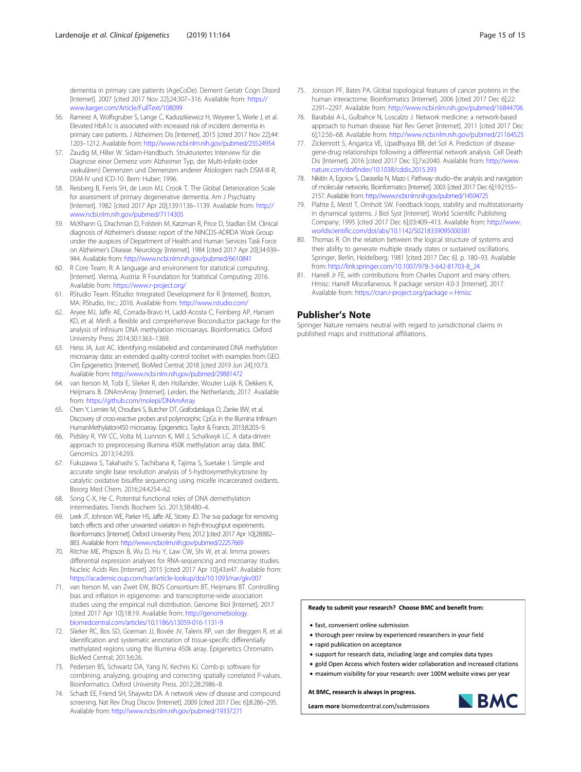dementia in primary care patients (AgeCoDe). Dement Geriatr Cogn Disord [Internet]. 2007 [cited 2017 Nov 22];24:307–316. Available from: https://www.karger.com/Article/FullText/108099

56. Ramirez A, Wolfsgruber S, Lange C, Kaduszkiewicz H, Weyerer S, Werle J, et al. Elevated HbA1c is associated with increased risk of incident dementia in primary care patients. J Alzheimers Dis [Internet]. 2015 [cited 2017 Nov 22];44:1203–1212. Available from: http://www.ncbi.nlm.nih.gov/pubmed/25524954
57. Zaudig M, Hiller W. Sidam-Handbuch. Strukturiertes Interview für die Diagnose einer Demenz vom Alzheimer Typ, der Multi-Infarkt-(oder vaskulären) Demenzen und Demenzen anderer Ätiologien nach DSM-III-R, DSM-IV und ICD-10. Bern: Huber; 1996.
58. Reisberg B, Ferris SH, de Leon MJ, Crook T. The Global Deterioration Scale for assessment of primary degenerative dementia. Am J Psychiatry [Internet]. 1982 [cited 2017 Apr 20];139:1136–1139. Available from: http://www.ncbi.nlm.nih.gov/pubmed/7114305
59. McKhann G, Drachman D, Folstein M, Katzman R, Price D, Stadlan EM. Clinical diagnosis of Alzheimer's disease: report of the NINCDS-ADRDA Work Group under the auspices of Department of Health and Human Services Task Force on Alzheimer's Disease. Neurology [Internet]. 1984 [cited 2017 Apr 20];34:939–944. Available from: http://www.ncbi.nlm.nih.gov/pubmed/6610841
60. R Core Team. R: A language and environment for statistical computing. [Internet]. Vienna, Austria: R Foundation for Statistical Computing; 2016. Available from: https://www.r-project.org/
61. RStudio Team. RStudio: Integrated Development for R [Internet]. Boston, MA: RStudio, Inc.; 2016. Available from: http://www.rstudio.com/
62. Aryee MJ, Jaffe AE, Corrada-Bravo H, Ladd-Acosta C, Feinberg AP, Hansen KD, et al. Minfi: a flexible and comprehensive Bioconductor package for the analysis of Infinium DNA methylation microarrays. Bioinformatics. Oxford University Press; 2014;30:1363–1369.
63. Heiss JA, Just AC. Identifying mislabeled and contaminated DNA methylation microarray data: an extended quality control toolset with examples from GEO. Clin Epigenetics [Internet]. BioMed Central; 2018 [cited 2019 Jun 24];10:73. Available from: http://www.ncbi.nlm.nih.gov/pubmed/29881472
64. van Iterson M, Tobi E, Slieker R, den Hollander, Wouter Luijk R, Dekkers K, Heijmans B. DNAmArray [Internet]. Leiden, the Netherlands; 2017. Available from: https://github.com/molepi/DNAmArray
65. Chen Y, Lemire M, Choufani S, Butcher DT, Grafodatskaya D, Zanke BW, et al. Discovery of cross-reactive probes and polymorphic CpGs in the Illumina Infinium HumanMethylation450 microarray. Epigenetics. Taylor & Francis. 2013;8:203–9.
66. Pidsley R, YW CC, Volta M, Lunnon K, Mill J, Schalkwyk LC. A data-driven approach to preprocessing Illumina 450K methylation array data. BMC Genomics. 2013;14:293.
67. Fukuzawa S, Takahashi S, Tachibana K, Tajima S, Suetake I. Simple and accurate single base resolution analysis of 5-hydroxymethylcytosine by catalytic oxidative bisulfite sequencing using micelle incarcerated oxidants. Bioorg Med Chem. 2016;24:4254–62.
68. Song C-X, He C. Potential functional roles of DNA demethylation intermediates. Trends Biochem Sci. 2013;38:480–4.
69. Leek JT, Johnson WE, Parker HS, Jaffe AE, Storey JD. The sva package for removing batch effects and other unwanted variation in high-throughput experiments. Bioinformatics [Internet]. Oxford University Press; 2012 [cited 2017 Apr 10];28:882–883. Available from: http://www.ncbi.nlm.nih.gov/pubmed/22257669
70. Ritchie ME, Phipson B, Wu D, Hu Y, Law CW, Shi W, et al. limma powers differential expression analyses for RNA-sequencing and microarray studies. Nucleic Acids Res [Internet]. 2015 [cited 2017 Apr 10];43:e47. Available from: https://academic.oup.com/nar/article-lookup/doi/10.1093/nar/gkv007
71. van Iterson M, van Zwet EW, BIOS Consortium BT, Heijmans BT. Controlling bias and inflation in epigenome- and transcriptome-wide association studies using the empirical null distribution. Genome Biol [Internet]. 2017 [cited 2017 Apr 10];18:19. Available from: http://genomebiology.biomedcentral.com/articles/10.1186/s13059-016-1131-9
72. Slieker RC, Bos SD, Goeman JJ, Bovée JV, Talens RP, van der Breggen R, et al. Identification and systematic annotation of tissue-specific differentially methylated regions using the Illumina 450k array. Epigenetics Chromatin. BioMed Central; 2013;6:26.
73. Pedersen BS, Schwartz DA, Yang IV, Kechris KJ. Comb-p: software for combining, analyzing, grouping and correcting spatially correlated P-values. Bioinformatics. Oxford University Press. 2012;28:2986–8.
74. Schadt EE, Friend SH, Shaywitz DA. A network view of disease and compound screening. Nat Rev Drug Discov [Internet]. 2009 [cited 2017 Dec 6];8:286–295. Available from: http://www.ncbi.nlm.nih.gov/pubmed/19337271
75. Jonsson PF, Bates PA. Global topological features of cancer proteins in the human interactome. Bioinformatics [Internet]. 2006 [cited 2017 Dec 6];22:2291–2297. Available from: http://www.ncbi.nlm.nih.gov/pubmed/16844706
76. Barabási A-L, Gulbahce N, Loscalzo J. Network medicine: a network-based approach to human disease. Nat Rev Genet [Internet]. 2011 [cited 2017 Dec 6];12:56–68. Available from: http://www.ncbi.nlm.nih.gov/pubmed/21164525
77. Zickenrott S, Angarica VE, Upadhyaya BB, del Sol A. Prediction of disease-gene-drug relationships following a differential network analysis. Cell Death Dis [Internet]. 2016 [cited 2017 Dec 5];7:e2040. Available from: http://www.nature.com/doifinder/10.1038/cddis.2015.393
78. Nikitin A, Egorov S, Daraselia N, Mazo I. Pathway studio–the analysis and navigation of molecular networks. Bioinformatics [Internet]. 2003 [cited 2017 Dec 6];19:2155–2157. Available from: http://www.ncbi.nlm.nih.gov/pubmed/14594725
79. Plahte E, Mestl T, Omholt SW. Feedback loops, stability and multistationarity in dynamical systems. J Biol Syst [Internet]. World Scientific Publishing Company; 1995 [cited 2017 Dec 6];03:409–413. Available from: http://www.worldscientific.com/doi/abs/10.1142/S0218339095000381
80. Thomas R. On the relation between the logical structure of systems and their ability to generate multiple steady states or sustained oscillations. Springer, Berlin, Heidelberg; 1981 [cited 2017 Dec 6]. p. 180–93. Available from: http://link.springer.com/10.1007/978-3-642-81703-8_24
81. Harrell Jr FE, with contributions from Charles Dupont and many others. Hmisc: Harrell Miscellaneous. R package version 4.0-3 [Internet]. 2017. Available from: https://cran.r-project.org/package = Hmisc

## Publisher's Note

Springer Nature remains neutral with regard to jurisdictional claims in published maps and institutional affiliations.

**Ready to submit your research? Choose BMC and benefit from:**

- fast, convenient online submission
- thorough peer review by experienced researchers in your field
- rapid publication on acceptance
- support for research data, including large and complex data types
- gold Open Access which fosters wider collaboration and increased citations
- maximum visibility for your research: over 100M website views per year

**At BMC, research is always in progress.**

**Learn more** biomedcentral.com/submissions

BMC